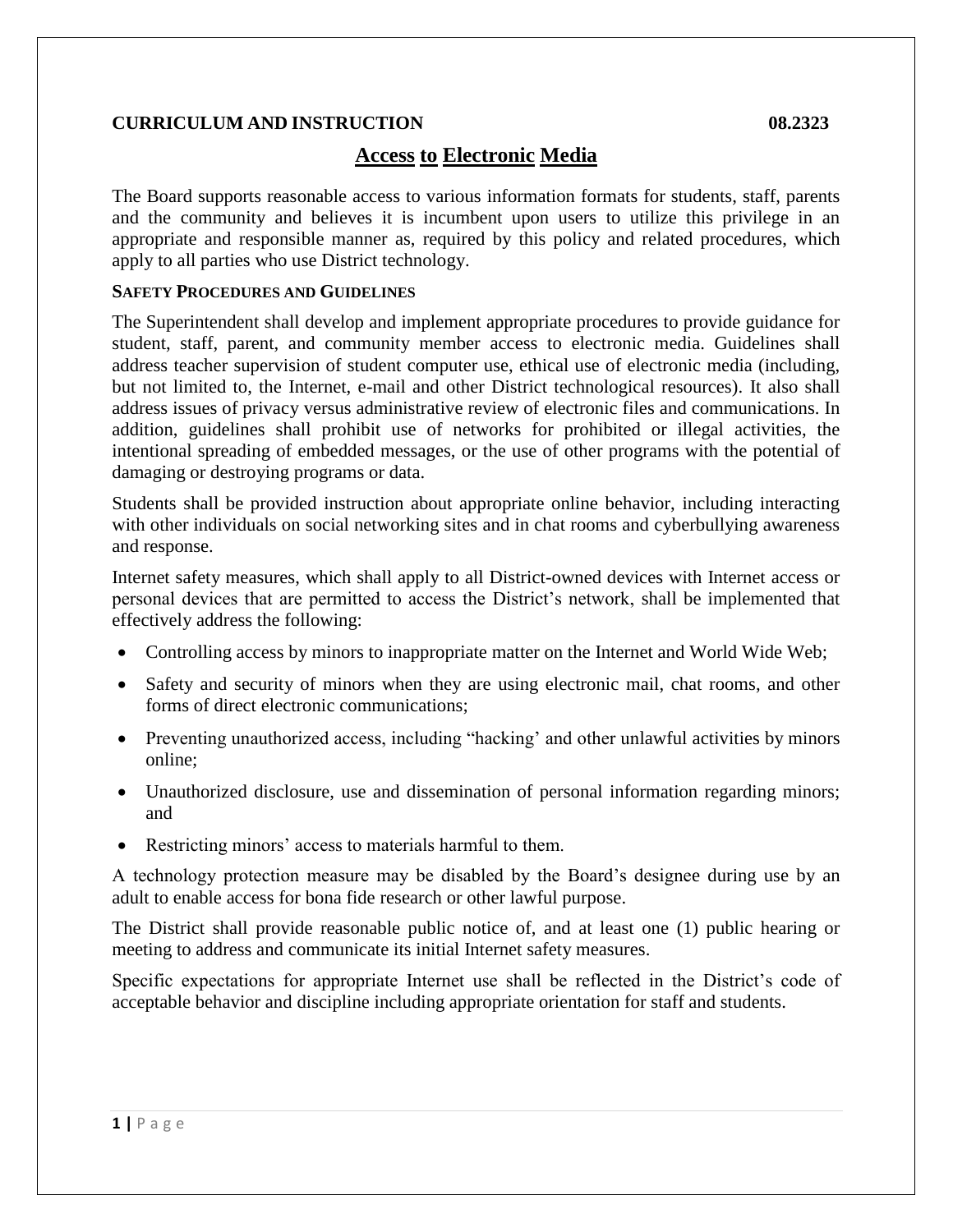**CURRICULUM AND INSTRUCTION** **08.2323**

# Access to Electronic Media

The Board supports reasonable access to various information formats for students, staff, parents and the community and believes it is incumbent upon users to utilize this privilege in an appropriate and responsible manner as, required by this policy and related procedures, which apply to all parties who use District technology.

## SAFETY PROCEDURES AND GUIDELINES

The Superintendent shall develop and implement appropriate procedures to provide guidance for student, staff, parent, and community member access to electronic media. Guidelines shall address teacher supervision of student computer use, ethical use of electronic media (including, but not limited to, the Internet, e-mail and other District technological resources). It also shall address issues of privacy versus administrative review of electronic files and communications. In addition, guidelines shall prohibit use of networks for prohibited or illegal activities, the intentional spreading of embedded messages, or the use of other programs with the potential of damaging or destroying programs or data.

Students shall be provided instruction about appropriate online behavior, including interacting with other individuals on social networking sites and in chat rooms and cyberbullying awareness and response.

Internet safety measures, which shall apply to all District-owned devices with Internet access or personal devices that are permitted to access the District's network, shall be implemented that effectively address the following:

- Controlling access by minors to inappropriate matter on the Internet and World Wide Web;
- Safety and security of minors when they are using electronic mail, chat rooms, and other forms of direct electronic communications;
- Preventing unauthorized access, including "hacking' and other unlawful activities by minors online;
- Unauthorized disclosure, use and dissemination of personal information regarding minors; and
- Restricting minors' access to materials harmful to them.

A technology protection measure may be disabled by the Board's designee during use by an adult to enable access for bona fide research or other lawful purpose.

The District shall provide reasonable public notice of, and at least one (1) public hearing or meeting to address and communicate its initial Internet safety measures.

Specific expectations for appropriate Internet use shall be reflected in the District's code of acceptable behavior and discipline including appropriate orientation for staff and students.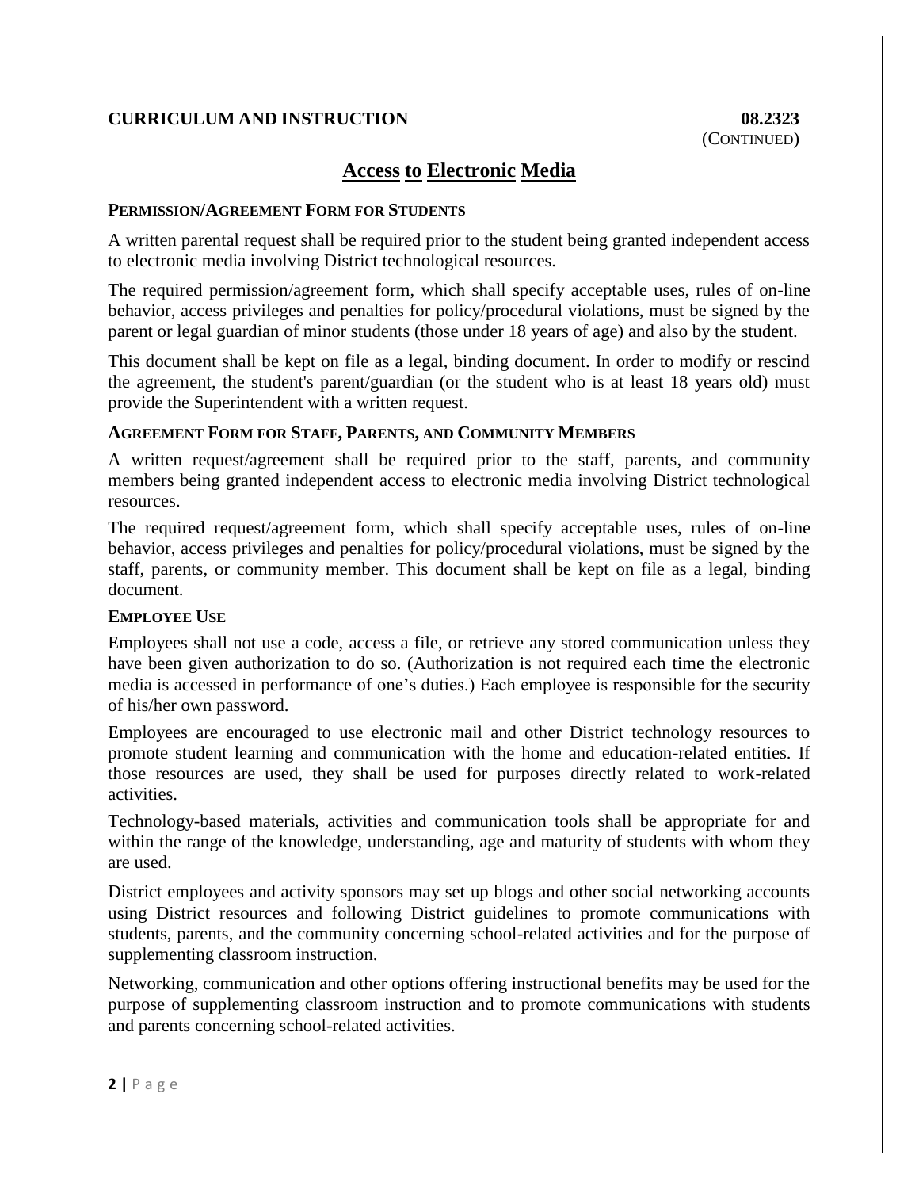## Access to Electronic Media

### PERMISSION/AGREEMENT FORM FOR STUDENTS

A written parental request shall be required prior to the student being granted independent access to electronic media involving District technological resources.

The required permission/agreement form, which shall specify acceptable uses, rules of on-line behavior, access privileges and penalties for policy/procedural violations, must be signed by the parent or legal guardian of minor students (those under 18 years of age) and also by the student.

This document shall be kept on file as a legal, binding document. In order to modify or rescind the agreement, the student's parent/guardian (or the student who is at least 18 years old) must provide the Superintendent with a written request.

### AGREEMENT FORM FOR STAFF, PARENTS, AND COMMUNITY MEMBERS

A written request/agreement shall be required prior to the staff, parents, and community members being granted independent access to electronic media involving District technological resources.

The required request/agreement form, which shall specify acceptable uses, rules of on-line behavior, access privileges and penalties for policy/procedural violations, must be signed by the staff, parents, or community member. This document shall be kept on file as a legal, binding document.

### EMPLOYEE USE

Employees shall not use a code, access a file, or retrieve any stored communication unless they have been given authorization to do so. (Authorization is not required each time the electronic media is accessed in performance of one's duties.) Each employee is responsible for the security of his/her own password.

Employees are encouraged to use electronic mail and other District technology resources to promote student learning and communication with the home and education-related entities. If those resources are used, they shall be used for purposes directly related to work-related activities.

Technology-based materials, activities and communication tools shall be appropriate for and within the range of the knowledge, understanding, age and maturity of students with whom they are used.

District employees and activity sponsors may set up blogs and other social networking accounts using District resources and following District guidelines to promote communications with students, parents, and the community concerning school-related activities and for the purpose of supplementing classroom instruction.

Networking, communication and other options offering instructional benefits may be used for the purpose of supplementing classroom instruction and to promote communications with students and parents concerning school-related activities.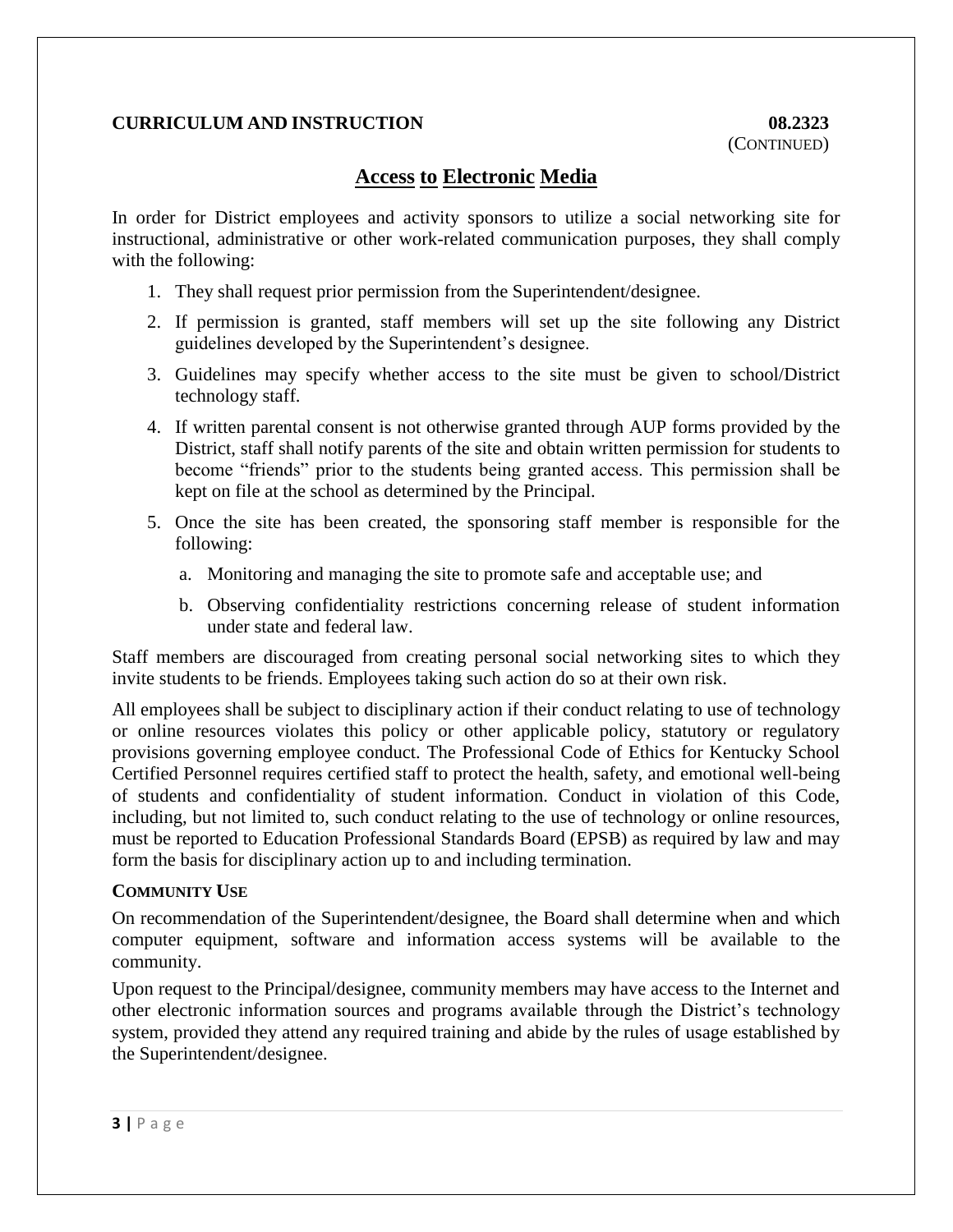**CURRICULUM AND INSTRUCTION** **08.2323**
(CONTINUED)

## Access to Electronic Media

In order for District employees and activity sponsors to utilize a social networking site for instructional, administrative or other work-related communication purposes, they shall comply with the following:

1. They shall request prior permission from the Superintendent/designee.
2. If permission is granted, staff members will set up the site following any District guidelines developed by the Superintendent's designee.
3. Guidelines may specify whether access to the site must be given to school/District technology staff.
4. If written parental consent is not otherwise granted through AUP forms provided by the District, staff shall notify parents of the site and obtain written permission for students to become "friends" prior to the students being granted access. This permission shall be kept on file at the school as determined by the Principal.
5. Once the site has been created, the sponsoring staff member is responsible for the following:
   a. Monitoring and managing the site to promote safe and acceptable use; and
   b. Observing confidentiality restrictions concerning release of student information under state and federal law.

Staff members are discouraged from creating personal social networking sites to which they invite students to be friends. Employees taking such action do so at their own risk.

All employees shall be subject to disciplinary action if their conduct relating to use of technology or online resources violates this policy or other applicable policy, statutory or regulatory provisions governing employee conduct. The Professional Code of Ethics for Kentucky School Certified Personnel requires certified staff to protect the health, safety, and emotional well-being of students and confidentiality of student information. Conduct in violation of this Code, including, but not limited to, such conduct relating to the use of technology or online resources, must be reported to Education Professional Standards Board (EPSB) as required by law and may form the basis for disciplinary action up to and including termination.

### COMMUNITY USE

On recommendation of the Superintendent/designee, the Board shall determine when and which computer equipment, software and information access systems will be available to the community.

Upon request to the Principal/designee, community members may have access to the Internet and other electronic information sources and programs available through the District's technology system, provided they attend any required training and abide by the rules of usage established by the Superintendent/designee.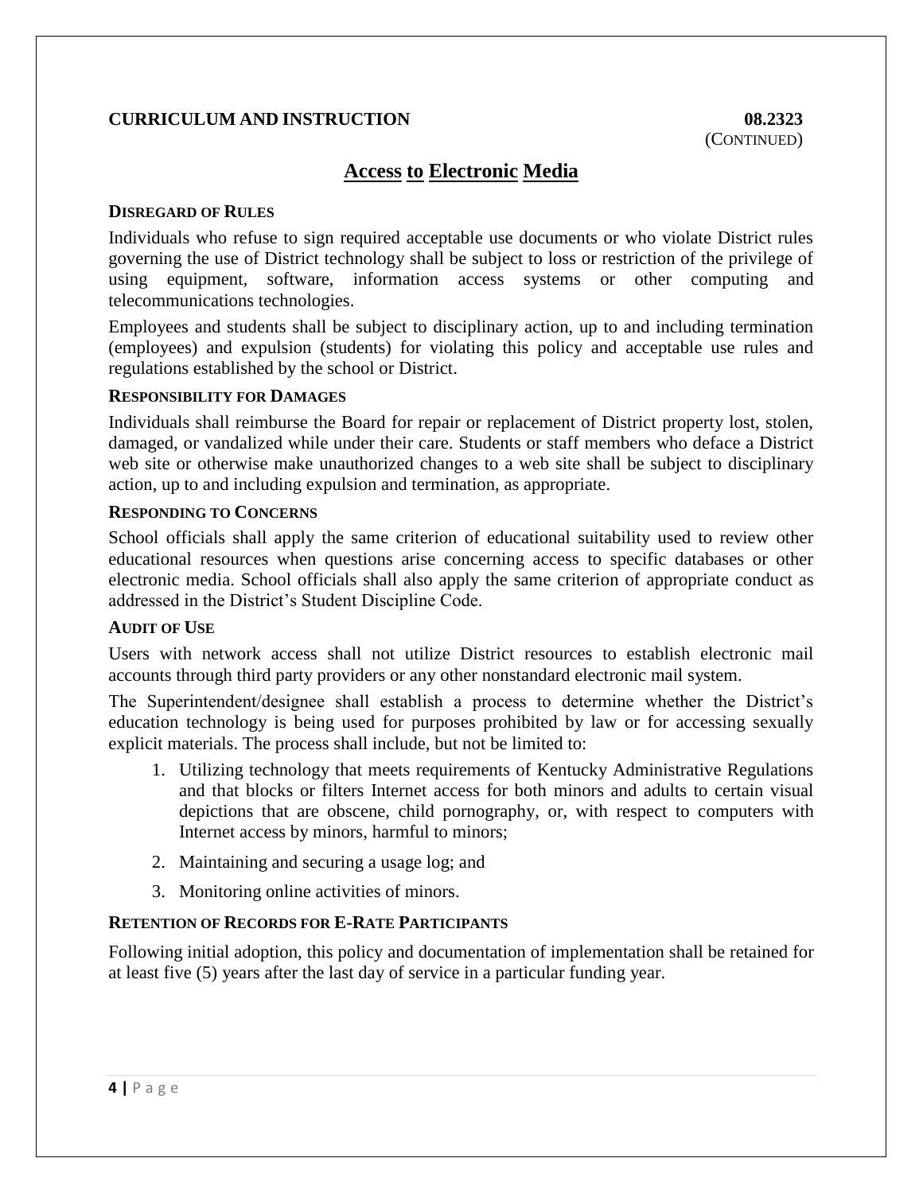**CURRICULUM AND INSTRUCTION** **08.2323**
(CONTINUED)

## Access to Electronic Media

**DISREGARD OF RULES**

Individuals who refuse to sign required acceptable use documents or who violate District rules governing the use of District technology shall be subject to loss or restriction of the privilege of using equipment, software, information access systems or other computing and telecommunications technologies.

Employees and students shall be subject to disciplinary action, up to and including termination (employees) and expulsion (students) for violating this policy and acceptable use rules and regulations established by the school or District.

**RESPONSIBILITY FOR DAMAGES**

Individuals shall reimburse the Board for repair or replacement of District property lost, stolen, damaged, or vandalized while under their care. Students or staff members who deface a District web site or otherwise make unauthorized changes to a web site shall be subject to disciplinary action, up to and including expulsion and termination, as appropriate.

**RESPONDING TO CONCERNS**

School officials shall apply the same criterion of educational suitability used to review other educational resources when questions arise concerning access to specific databases or other electronic media. School officials shall also apply the same criterion of appropriate conduct as addressed in the District's Student Discipline Code.

**AUDIT OF USE**

Users with network access shall not utilize District resources to establish electronic mail accounts through third party providers or any other nonstandard electronic mail system.

The Superintendent/designee shall establish a process to determine whether the District's education technology is being used for purposes prohibited by law or for accessing sexually explicit materials. The process shall include, but not be limited to:

1. Utilizing technology that meets requirements of Kentucky Administrative Regulations and that blocks or filters Internet access for both minors and adults to certain visual depictions that are obscene, child pornography, or, with respect to computers with Internet access by minors, harmful to minors;
2. Maintaining and securing a usage log; and
3. Monitoring online activities of minors.

**RETENTION OF RECORDS FOR E-RATE PARTICIPANTS**

Following initial adoption, this policy and documentation of implementation shall be retained for at least five (5) years after the last day of service in a particular funding year.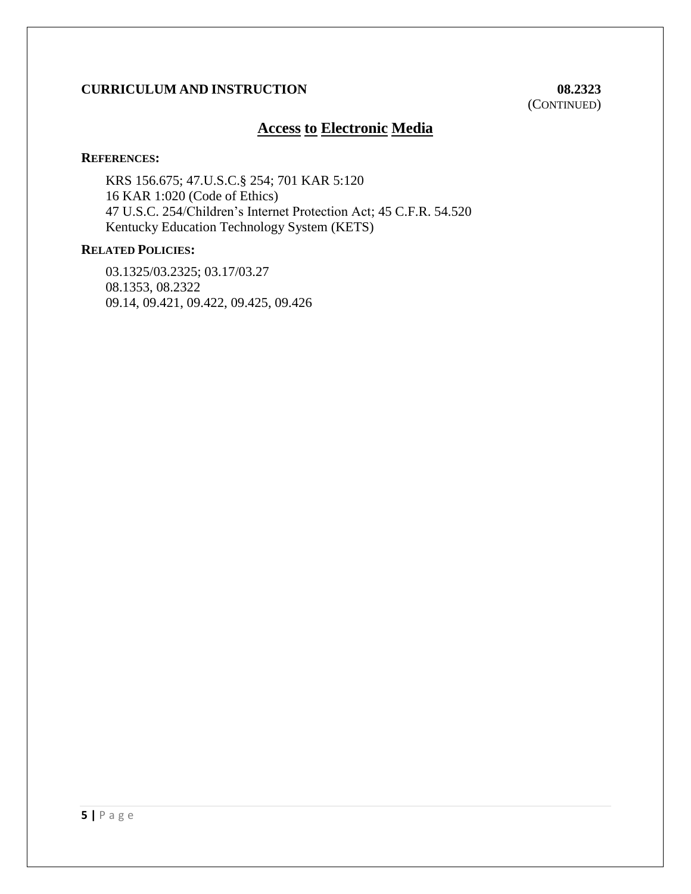**CURRICULUM AND INSTRUCTION** **08.2323**
(CONTINUED)

## Access to Electronic Media

**REFERENCES:**

KRS 156.675; 47.U.S.C.§ 254; 701 KAR 5:120
16 KAR 1:020 (Code of Ethics)
47 U.S.C. 254/Children's Internet Protection Act; 45 C.F.R. 54.520
Kentucky Education Technology System (KETS)

**RELATED POLICIES:**

03.1325/03.2325; 03.17/03.27
08.1353, 08.2322
09.14, 09.421, 09.422, 09.425, 09.426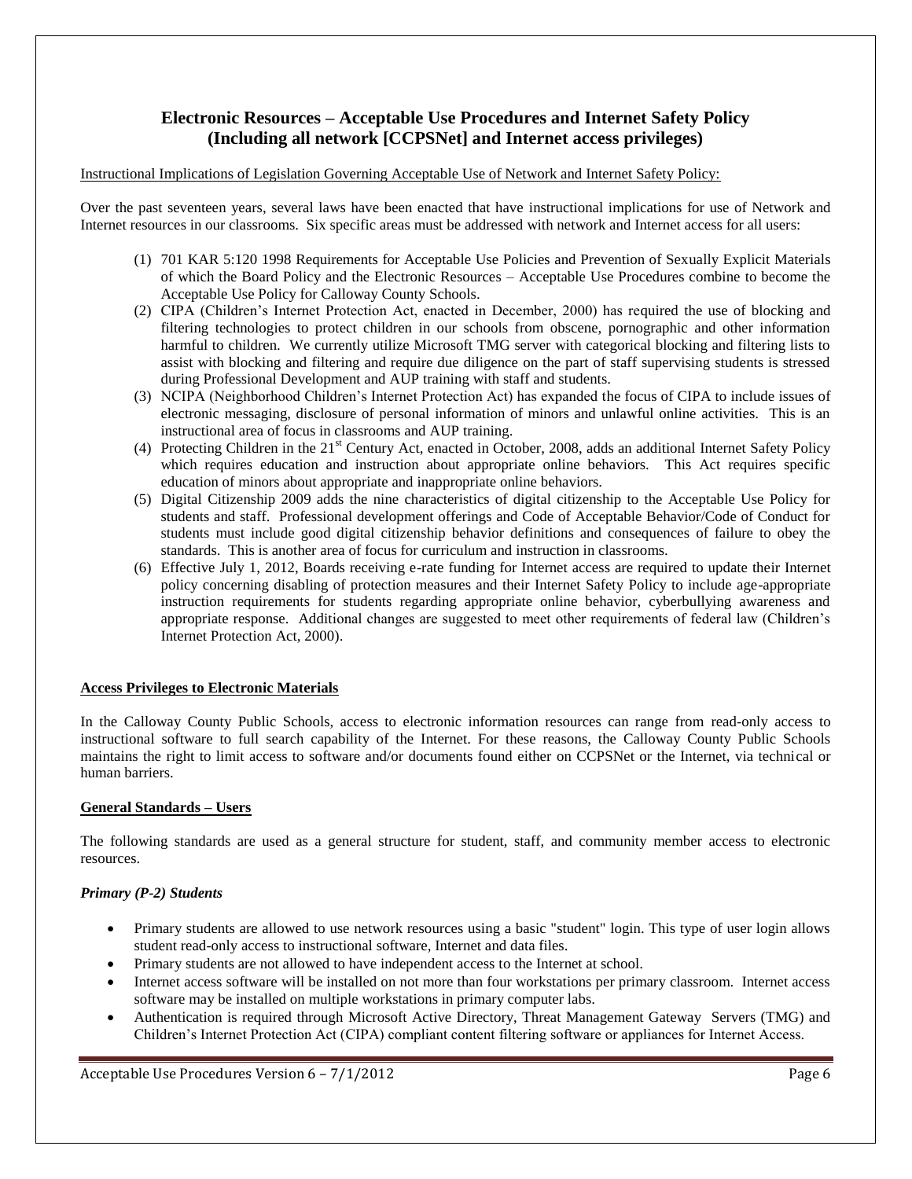## Electronic Resources – Acceptable Use Procedures and Internet Safety Policy (Including all network [CCPSNet] and Internet access privileges)

Instructional Implications of Legislation Governing Acceptable Use of Network and Internet Safety Policy:

Over the past seventeen years, several laws have been enacted that have instructional implications for use of Network and Internet resources in our classrooms. Six specific areas must be addressed with network and Internet access for all users:

(1) 701 KAR 5:120 1998 Requirements for Acceptable Use Policies and Prevention of Sexually Explicit Materials of which the Board Policy and the Electronic Resources – Acceptable Use Procedures combine to become the Acceptable Use Policy for Calloway County Schools.

(2) CIPA (Children's Internet Protection Act, enacted in December, 2000) has required the use of blocking and filtering technologies to protect children in our schools from obscene, pornographic and other information harmful to children. We currently utilize Microsoft TMG server with categorical blocking and filtering lists to assist with blocking and filtering and require due diligence on the part of staff supervising students is stressed during Professional Development and AUP training with staff and students.

(3) NCIPA (Neighborhood Children's Internet Protection Act) has expanded the focus of CIPA to include issues of electronic messaging, disclosure of personal information of minors and unlawful online activities. This is an instructional area of focus in classrooms and AUP training.

(4) Protecting Children in the 21st Century Act, enacted in October, 2008, adds an additional Internet Safety Policy which requires education and instruction about appropriate online behaviors. This Act requires specific education of minors about appropriate and inappropriate online behaviors.

(5) Digital Citizenship 2009 adds the nine characteristics of digital citizenship to the Acceptable Use Policy for students and staff. Professional development offerings and Code of Acceptable Behavior/Code of Conduct for students must include good digital citizenship behavior definitions and consequences of failure to obey the standards. This is another area of focus for curriculum and instruction in classrooms.

(6) Effective July 1, 2012, Boards receiving e-rate funding for Internet access are required to update their Internet policy concerning disabling of protection measures and their Internet Safety Policy to include age-appropriate instruction requirements for students regarding appropriate online behavior, cyberbullying awareness and appropriate response. Additional changes are suggested to meet other requirements of federal law (Children's Internet Protection Act, 2000).

### Access Privileges to Electronic Materials

In the Calloway County Public Schools, access to electronic information resources can range from read-only access to instructional software to full search capability of the Internet. For these reasons, the Calloway County Public Schools maintains the right to limit access to software and/or documents found either on CCPSNet or the Internet, via technical or human barriers.

### General Standards – Users

The following standards are used as a general structure for student, staff, and community member access to electronic resources.

#### *Primary (P-2) Students*

- Primary students are allowed to use network resources using a basic "student" login. This type of user login allows student read-only access to instructional software, Internet and data files.
- Primary students are not allowed to have independent access to the Internet at school.
- Internet access software will be installed on not more than four workstations per primary classroom. Internet access software may be installed on multiple workstations in primary computer labs.
- Authentication is required through Microsoft Active Directory, Threat Management Gateway Servers (TMG) and Children's Internet Protection Act (CIPA) compliant content filtering software or appliances for Internet Access.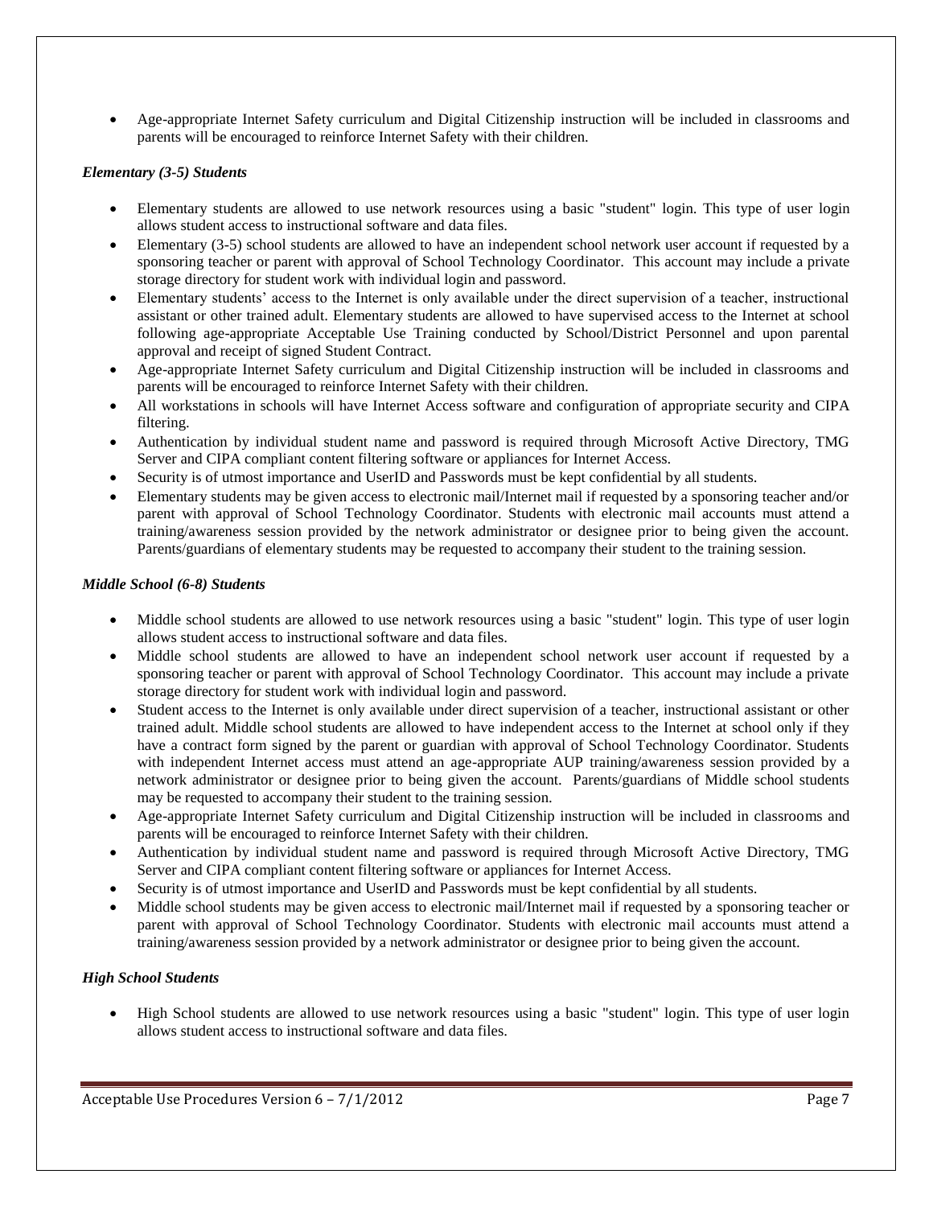- Age-appropriate Internet Safety curriculum and Digital Citizenship instruction will be included in classrooms and parents will be encouraged to reinforce Internet Safety with their children.

***Elementary (3-5) Students***

- Elementary students are allowed to use network resources using a basic "student" login. This type of user login allows student access to instructional software and data files.
- Elementary (3-5) school students are allowed to have an independent school network user account if requested by a sponsoring teacher or parent with approval of School Technology Coordinator. This account may include a private storage directory for student work with individual login and password.
- Elementary students' access to the Internet is only available under the direct supervision of a teacher, instructional assistant or other trained adult. Elementary students are allowed to have supervised access to the Internet at school following age-appropriate Acceptable Use Training conducted by School/District Personnel and upon parental approval and receipt of signed Student Contract.
- Age-appropriate Internet Safety curriculum and Digital Citizenship instruction will be included in classrooms and parents will be encouraged to reinforce Internet Safety with their children.
- All workstations in schools will have Internet Access software and configuration of appropriate security and CIPA filtering.
- Authentication by individual student name and password is required through Microsoft Active Directory, TMG Server and CIPA compliant content filtering software or appliances for Internet Access.
- Security is of utmost importance and UserID and Passwords must be kept confidential by all students.
- Elementary students may be given access to electronic mail/Internet mail if requested by a sponsoring teacher and/or parent with approval of School Technology Coordinator. Students with electronic mail accounts must attend a training/awareness session provided by the network administrator or designee prior to being given the account. Parents/guardians of elementary students may be requested to accompany their student to the training session.

***Middle School (6-8) Students***

- Middle school students are allowed to use network resources using a basic "student" login. This type of user login allows student access to instructional software and data files.
- Middle school students are allowed to have an independent school network user account if requested by a sponsoring teacher or parent with approval of School Technology Coordinator. This account may include a private storage directory for student work with individual login and password.
- Student access to the Internet is only available under direct supervision of a teacher, instructional assistant or other trained adult. Middle school students are allowed to have independent access to the Internet at school only if they have a contract form signed by the parent or guardian with approval of School Technology Coordinator. Students with independent Internet access must attend an age-appropriate AUP training/awareness session provided by a network administrator or designee prior to being given the account. Parents/guardians of Middle school students may be requested to accompany their student to the training session.
- Age-appropriate Internet Safety curriculum and Digital Citizenship instruction will be included in classrooms and parents will be encouraged to reinforce Internet Safety with their children.
- Authentication by individual student name and password is required through Microsoft Active Directory, TMG Server and CIPA compliant content filtering software or appliances for Internet Access.
- Security is of utmost importance and UserID and Passwords must be kept confidential by all students.
- Middle school students may be given access to electronic mail/Internet mail if requested by a sponsoring teacher or parent with approval of School Technology Coordinator. Students with electronic mail accounts must attend a training/awareness session provided by a network administrator or designee prior to being given the account.

***High School Students***

- High School students are allowed to use network resources using a basic "student" login. This type of user login allows student access to instructional software and data files.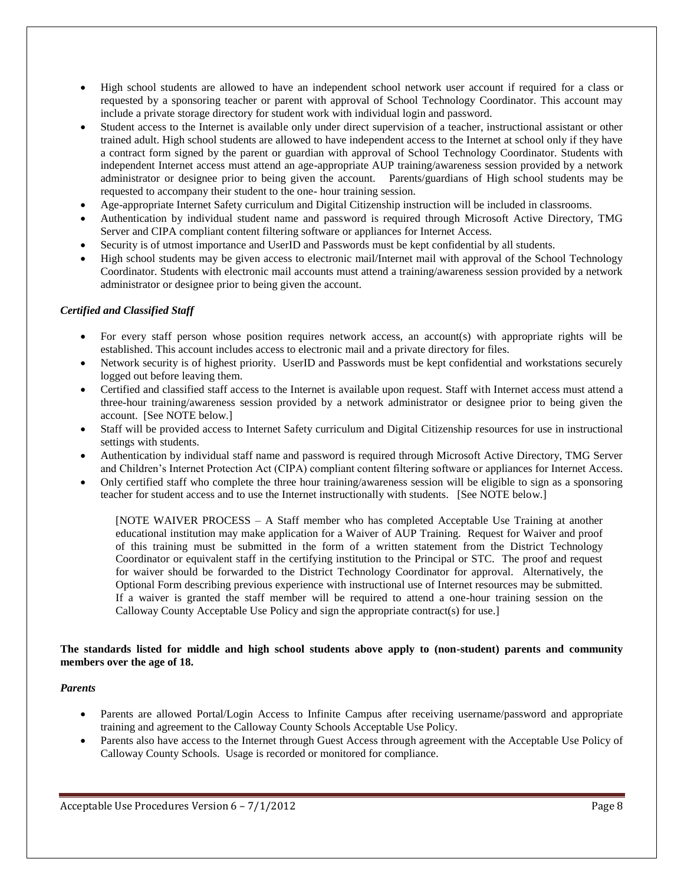- High school students are allowed to have an independent school network user account if required for a class or requested by a sponsoring teacher or parent with approval of School Technology Coordinator. This account may include a private storage directory for student work with individual login and password.
- Student access to the Internet is available only under direct supervision of a teacher, instructional assistant or other trained adult. High school students are allowed to have independent access to the Internet at school only if they have a contract form signed by the parent or guardian with approval of School Technology Coordinator. Students with independent Internet access must attend an age-appropriate AUP training/awareness session provided by a network administrator or designee prior to being given the account. Parents/guardians of High school students may be requested to accompany their student to the one- hour training session.
- Age-appropriate Internet Safety curriculum and Digital Citizenship instruction will be included in classrooms.
- Authentication by individual student name and password is required through Microsoft Active Directory, TMG Server and CIPA compliant content filtering software or appliances for Internet Access.
- Security is of utmost importance and UserID and Passwords must be kept confidential by all students.
- High school students may be given access to electronic mail/Internet mail with approval of the School Technology Coordinator. Students with electronic mail accounts must attend a training/awareness session provided by a network administrator or designee prior to being given the account.

***Certified and Classified Staff***

- For every staff person whose position requires network access, an account(s) with appropriate rights will be established. This account includes access to electronic mail and a private directory for files.
- Network security is of highest priority. UserID and Passwords must be kept confidential and workstations securely logged out before leaving them.
- Certified and classified staff access to the Internet is available upon request. Staff with Internet access must attend a three-hour training/awareness session provided by a network administrator or designee prior to being given the account. [See NOTE below.]
- Staff will be provided access to Internet Safety curriculum and Digital Citizenship resources for use in instructional settings with students.
- Authentication by individual staff name and password is required through Microsoft Active Directory, TMG Server and Children's Internet Protection Act (CIPA) compliant content filtering software or appliances for Internet Access.
- Only certified staff who complete the three hour training/awareness session will be eligible to sign as a sponsoring teacher for student access and to use the Internet instructionally with students. [See NOTE below.]

> [NOTE WAIVER PROCESS – A Staff member who has completed Acceptable Use Training at another educational institution may make application for a Waiver of AUP Training. Request for Waiver and proof of this training must be submitted in the form of a written statement from the District Technology Coordinator or equivalent staff in the certifying institution to the Principal or STC. The proof and request for waiver should be forwarded to the District Technology Coordinator for approval. Alternatively, the Optional Form describing previous experience with instructional use of Internet resources may be submitted. If a waiver is granted the staff member will be required to attend a one-hour training session on the Calloway County Acceptable Use Policy and sign the appropriate contract(s) for use.]

**The standards listed for middle and high school students above apply to (non-student) parents and community members over the age of 18.**

***Parents***

- Parents are allowed Portal/Login Access to Infinite Campus after receiving username/password and appropriate training and agreement to the Calloway County Schools Acceptable Use Policy.
- Parents also have access to the Internet through Guest Access through agreement with the Acceptable Use Policy of Calloway County Schools. Usage is recorded or monitored for compliance.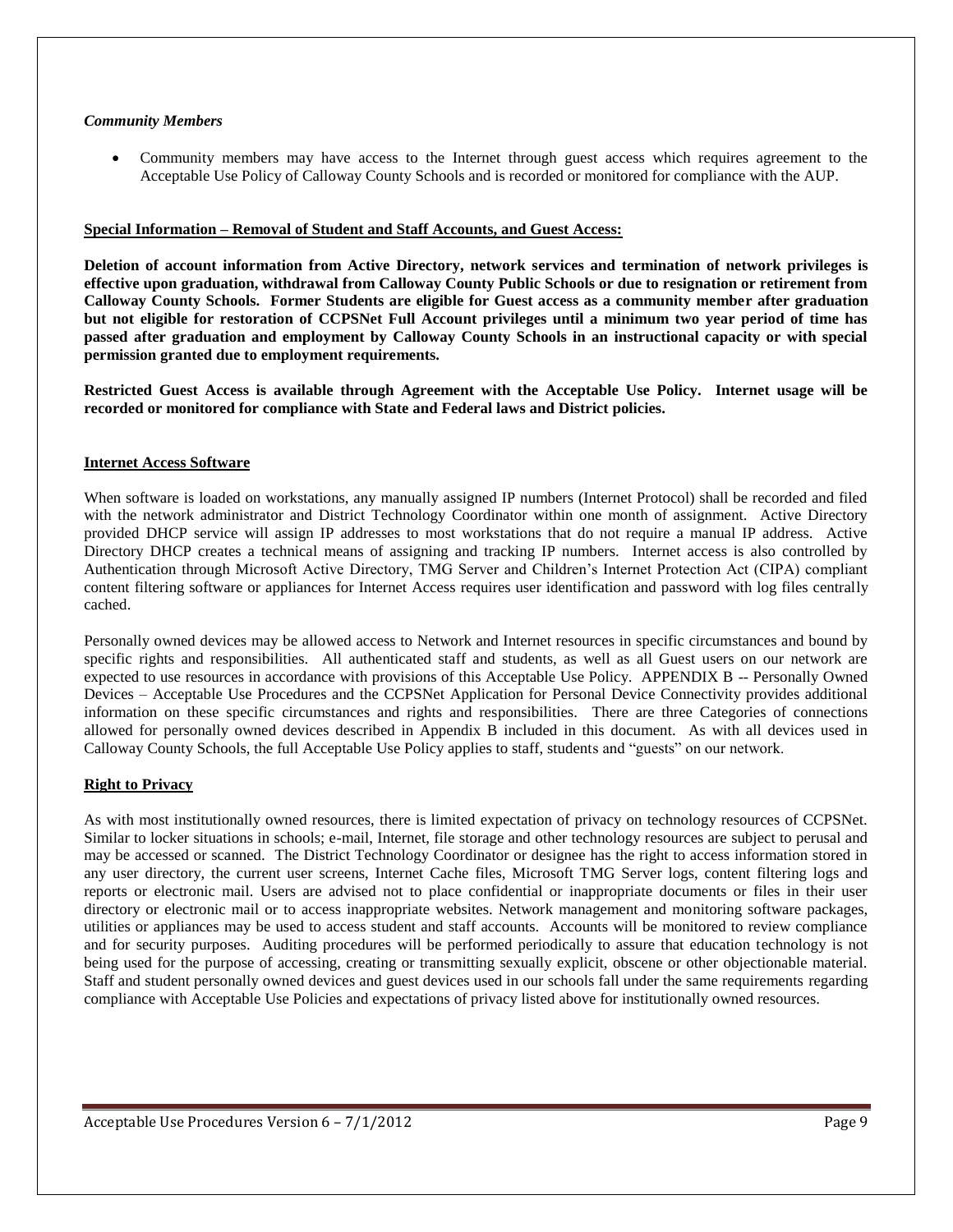***Community Members***

- Community members may have access to the Internet through guest access which requires agreement to the Acceptable Use Policy of Calloway County Schools and is recorded or monitored for compliance with the AUP.

**Special Information – Removal of Student and Staff Accounts, and Guest Access:**

**Deletion of account information from Active Directory, network services and termination of network privileges is effective upon graduation, withdrawal from Calloway County Public Schools or due to resignation or retirement from Calloway County Schools. Former Students are eligible for Guest access as a community member after graduation but not eligible for restoration of CCPSNet Full Account privileges until a minimum two year period of time has passed after graduation and employment by Calloway County Schools in an instructional capacity or with special permission granted due to employment requirements.**

**Restricted Guest Access is available through Agreement with the Acceptable Use Policy. Internet usage will be recorded or monitored for compliance with State and Federal laws and District policies.**

**Internet Access Software**

When software is loaded on workstations, any manually assigned IP numbers (Internet Protocol) shall be recorded and filed with the network administrator and District Technology Coordinator within one month of assignment. Active Directory provided DHCP service will assign IP addresses to most workstations that do not require a manual IP address. Active Directory DHCP creates a technical means of assigning and tracking IP numbers. Internet access is also controlled by Authentication through Microsoft Active Directory, TMG Server and Children's Internet Protection Act (CIPA) compliant content filtering software or appliances for Internet Access requires user identification and password with log files centrally cached.

Personally owned devices may be allowed access to Network and Internet resources in specific circumstances and bound by specific rights and responsibilities. All authenticated staff and students, as well as all Guest users on our network are expected to use resources in accordance with provisions of this Acceptable Use Policy. APPENDIX B -- Personally Owned Devices – Acceptable Use Procedures and the CCPSNet Application for Personal Device Connectivity provides additional information on these specific circumstances and rights and responsibilities. There are three Categories of connections allowed for personally owned devices described in Appendix B included in this document. As with all devices used in Calloway County Schools, the full Acceptable Use Policy applies to staff, students and "guests" on our network.

**Right to Privacy**

As with most institutionally owned resources, there is limited expectation of privacy on technology resources of CCPSNet. Similar to locker situations in schools; e-mail, Internet, file storage and other technology resources are subject to perusal and may be accessed or scanned. The District Technology Coordinator or designee has the right to access information stored in any user directory, the current user screens, Internet Cache files, Microsoft TMG Server logs, content filtering logs and reports or electronic mail. Users are advised not to place confidential or inappropriate documents or files in their user directory or electronic mail or to access inappropriate websites. Network management and monitoring software packages, utilities or appliances may be used to access student and staff accounts. Accounts will be monitored to review compliance and for security purposes. Auditing procedures will be performed periodically to assure that education technology is not being used for the purpose of accessing, creating or transmitting sexually explicit, obscene or other objectionable material. Staff and student personally owned devices and guest devices used in our schools fall under the same requirements regarding compliance with Acceptable Use Policies and expectations of privacy listed above for institutionally owned resources.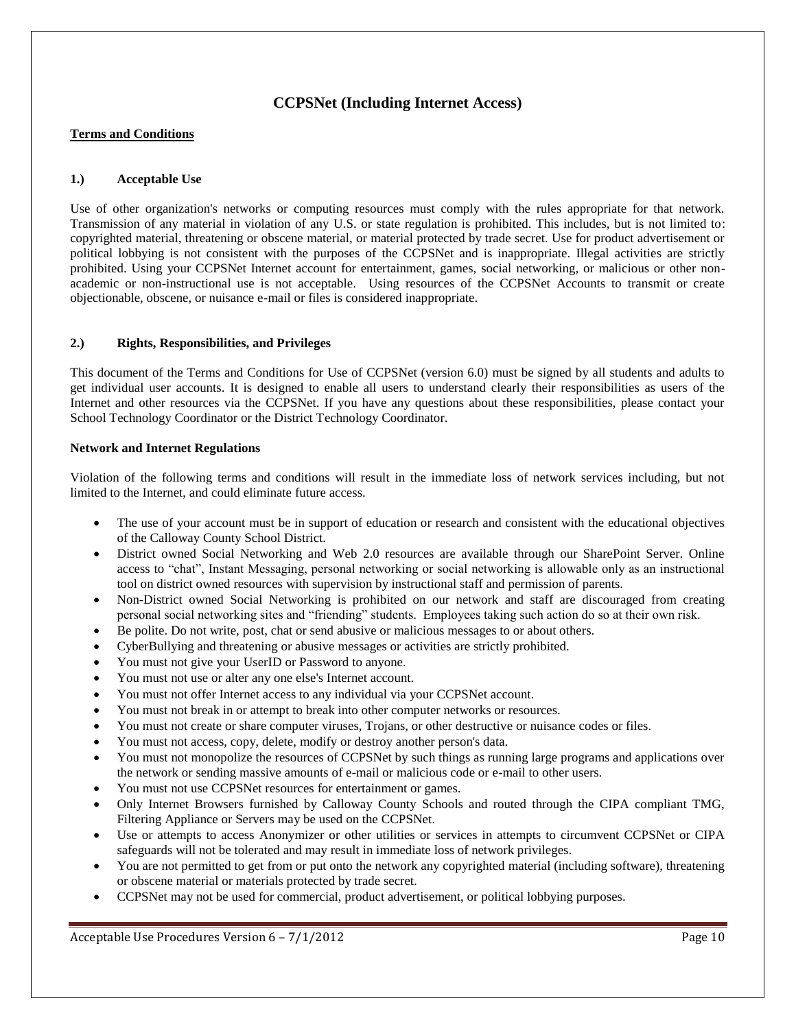# CCPSNet (Including Internet Access)

**Terms and Conditions**

### 1.) Acceptable Use

Use of other organization's networks or computing resources must comply with the rules appropriate for that network. Transmission of any material in violation of any U.S. or state regulation is prohibited. This includes, but is not limited to: copyrighted material, threatening or obscene material, or material protected by trade secret. Use for product advertisement or political lobbying is not consistent with the purposes of the CCPSNet and is inappropriate. Illegal activities are strictly prohibited. Using your CCPSNet Internet account for entertainment, games, social networking, or malicious or other non-academic or non-instructional use is not acceptable. Using resources of the CCPSNet Accounts to transmit or create objectionable, obscene, or nuisance e-mail or files is considered inappropriate.

### 2.) Rights, Responsibilities, and Privileges

This document of the Terms and Conditions for Use of CCPSNet (version 6.0) must be signed by all students and adults to get individual user accounts. It is designed to enable all users to understand clearly their responsibilities as users of the Internet and other resources via the CCPSNet. If you have any questions about these responsibilities, please contact your School Technology Coordinator or the District Technology Coordinator.

**Network and Internet Regulations**

Violation of the following terms and conditions will result in the immediate loss of network services including, but not limited to the Internet, and could eliminate future access.

- The use of your account must be in support of education or research and consistent with the educational objectives of the Calloway County School District.
- District owned Social Networking and Web 2.0 resources are available through our SharePoint Server. Online access to "chat", Instant Messaging, personal networking or social networking is allowable only as an instructional tool on district owned resources with supervision by instructional staff and permission of parents.
- Non-District owned Social Networking is prohibited on our network and staff are discouraged from creating personal social networking sites and "friending" students. Employees taking such action do so at their own risk.
- Be polite. Do not write, post, chat or send abusive or malicious messages to or about others.
- CyberBullying and threatening or abusive messages or activities are strictly prohibited.
- You must not give your UserID or Password to anyone.
- You must not use or alter any one else's Internet account.
- You must not offer Internet access to any individual via your CCPSNet account.
- You must not break in or attempt to break into other computer networks or resources.
- You must not create or share computer viruses, Trojans, or other destructive or nuisance codes or files.
- You must not access, copy, delete, modify or destroy another person's data.
- You must not monopolize the resources of CCPSNet by such things as running large programs and applications over the network or sending massive amounts of e-mail or malicious code or e-mail to other users.
- You must not use CCPSNet resources for entertainment or games.
- Only Internet Browsers furnished by Calloway County Schools and routed through the CIPA compliant TMG, Filtering Appliance or Servers may be used on the CCPSNet.
- Use or attempts to access Anonymizer or other utilities or services in attempts to circumvent CCPSNet or CIPA safeguards will not be tolerated and may result in immediate loss of network privileges.
- You are not permitted to get from or put onto the network any copyrighted material (including software), threatening or obscene material or materials protected by trade secret.
- CCPSNet may not be used for commercial, product advertisement, or political lobbying purposes.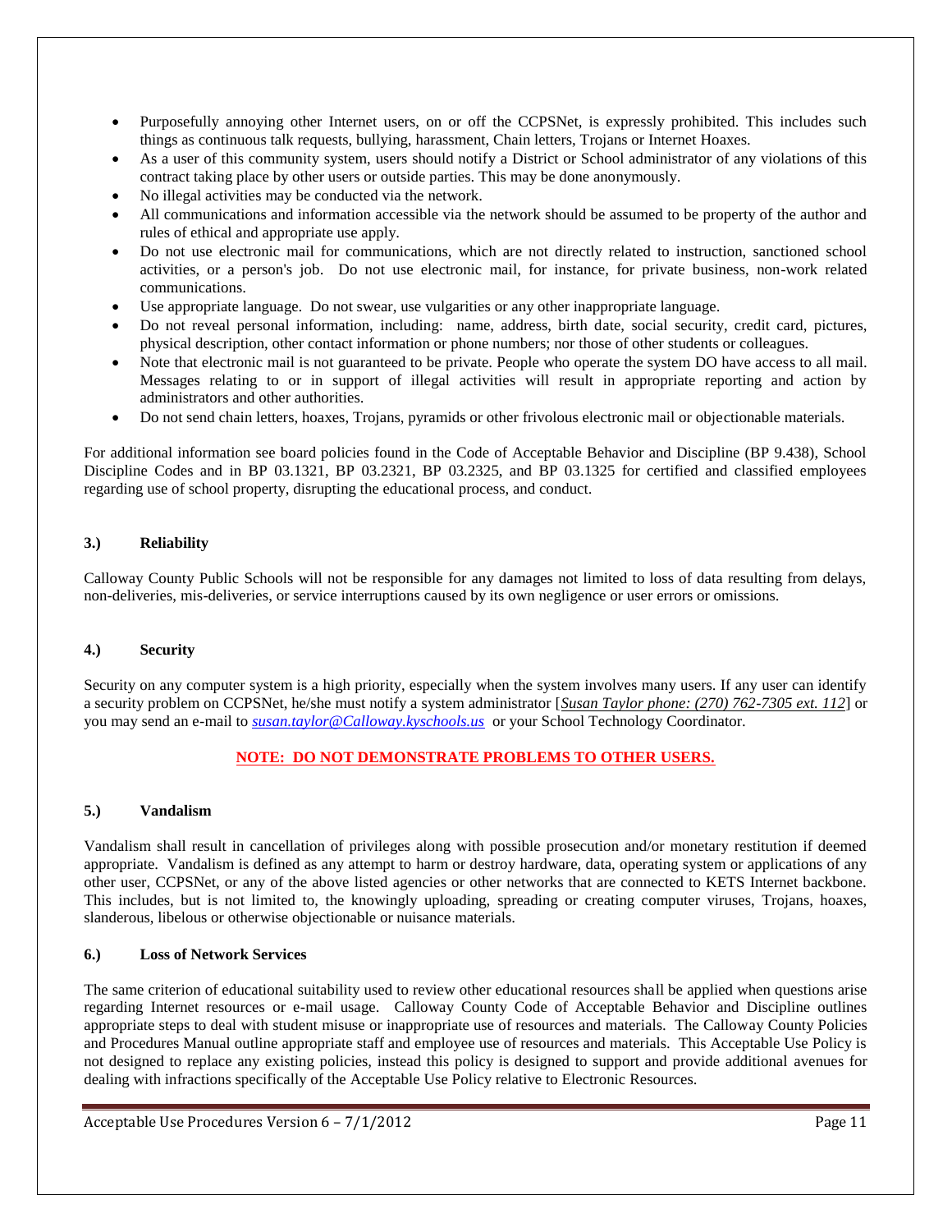- Purposefully annoying other Internet users, on or off the CCPSNet, is expressly prohibited. This includes such things as continuous talk requests, bullying, harassment, Chain letters, Trojans or Internet Hoaxes.
- As a user of this community system, users should notify a District or School administrator of any violations of this contract taking place by other users or outside parties. This may be done anonymously.
- No illegal activities may be conducted via the network.
- All communications and information accessible via the network should be assumed to be property of the author and rules of ethical and appropriate use apply.
- Do not use electronic mail for communications, which are not directly related to instruction, sanctioned school activities, or a person's job. Do not use electronic mail, for instance, for private business, non-work related communications.
- Use appropriate language. Do not swear, use vulgarities or any other inappropriate language.
- Do not reveal personal information, including: name, address, birth date, social security, credit card, pictures, physical description, other contact information or phone numbers; nor those of other students or colleagues.
- Note that electronic mail is not guaranteed to be private. People who operate the system DO have access to all mail. Messages relating to or in support of illegal activities will result in appropriate reporting and action by administrators and other authorities.
- Do not send chain letters, hoaxes, Trojans, pyramids or other frivolous electronic mail or objectionable materials.

For additional information see board policies found in the Code of Acceptable Behavior and Discipline (BP 9.438), School Discipline Codes and in BP 03.1321, BP 03.2321, BP 03.2325, and BP 03.1325 for certified and classified employees regarding use of school property, disrupting the educational process, and conduct.

### 3.) Reliability

Calloway County Public Schools will not be responsible for any damages not limited to loss of data resulting from delays, non-deliveries, mis-deliveries, or service interruptions caused by its own negligence or user errors or omissions.

### 4.) Security

Security on any computer system is a high priority, especially when the system involves many users. If any user can identify a security problem on CCPSNet, he/she must notify a system administrator [*Susan Taylor phone: (270) 762-7305 ext. 112*] or you may send an e-mail to *susan.taylor@Calloway.kyschools.us* or your School Technology Coordinator.

**NOTE: DO NOT DEMONSTRATE PROBLEMS TO OTHER USERS.**

### 5.) Vandalism

Vandalism shall result in cancellation of privileges along with possible prosecution and/or monetary restitution if deemed appropriate. Vandalism is defined as any attempt to harm or destroy hardware, data, operating system or applications of any other user, CCPSNet, or any of the above listed agencies or other networks that are connected to KETS Internet backbone. This includes, but is not limited to, the knowingly uploading, spreading or creating computer viruses, Trojans, hoaxes, slanderous, libelous or otherwise objectionable or nuisance materials.

### 6.) Loss of Network Services

The same criterion of educational suitability used to review other educational resources shall be applied when questions arise regarding Internet resources or e-mail usage. Calloway County Code of Acceptable Behavior and Discipline outlines appropriate steps to deal with student misuse or inappropriate use of resources and materials. The Calloway County Policies and Procedures Manual outline appropriate staff and employee use of resources and materials. This Acceptable Use Policy is not designed to replace any existing policies, instead this policy is designed to support and provide additional avenues for dealing with infractions specifically of the Acceptable Use Policy relative to Electronic Resources.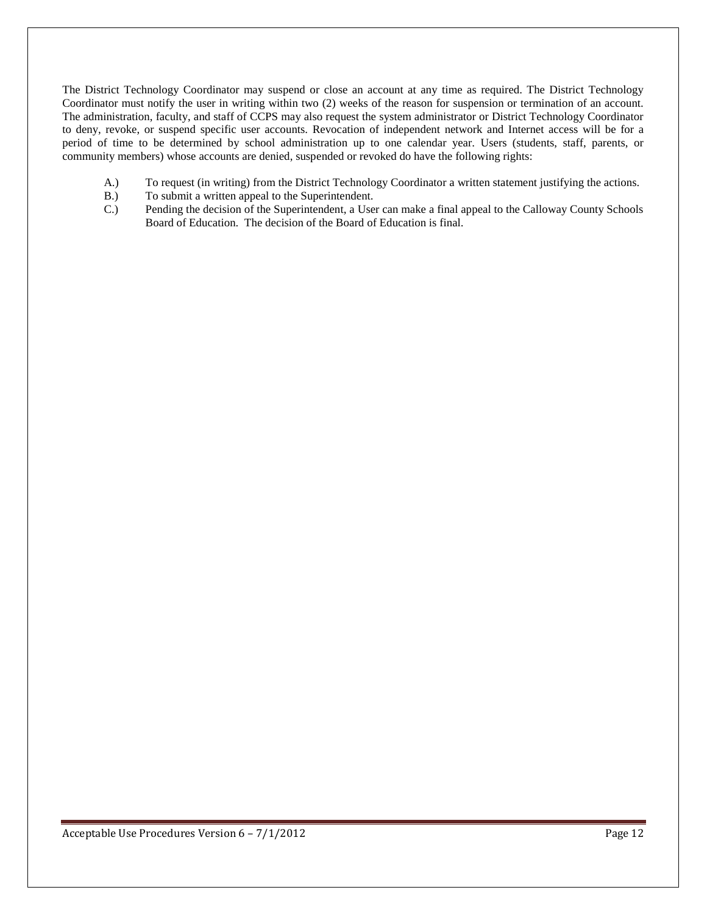The District Technology Coordinator may suspend or close an account at any time as required. The District Technology Coordinator must notify the user in writing within two (2) weeks of the reason for suspension or termination of an account. The administration, faculty, and staff of CCPS may also request the system administrator or District Technology Coordinator to deny, revoke, or suspend specific user accounts. Revocation of independent network and Internet access will be for a period of time to be determined by school administration up to one calendar year. Users (students, staff, parents, or community members) whose accounts are denied, suspended or revoked do have the following rights:

A.) To request (in writing) from the District Technology Coordinator a written statement justifying the actions.

B.) To submit a written appeal to the Superintendent.

C.) Pending the decision of the Superintendent, a User can make a final appeal to the Calloway County Schools Board of Education. The decision of the Board of Education is final.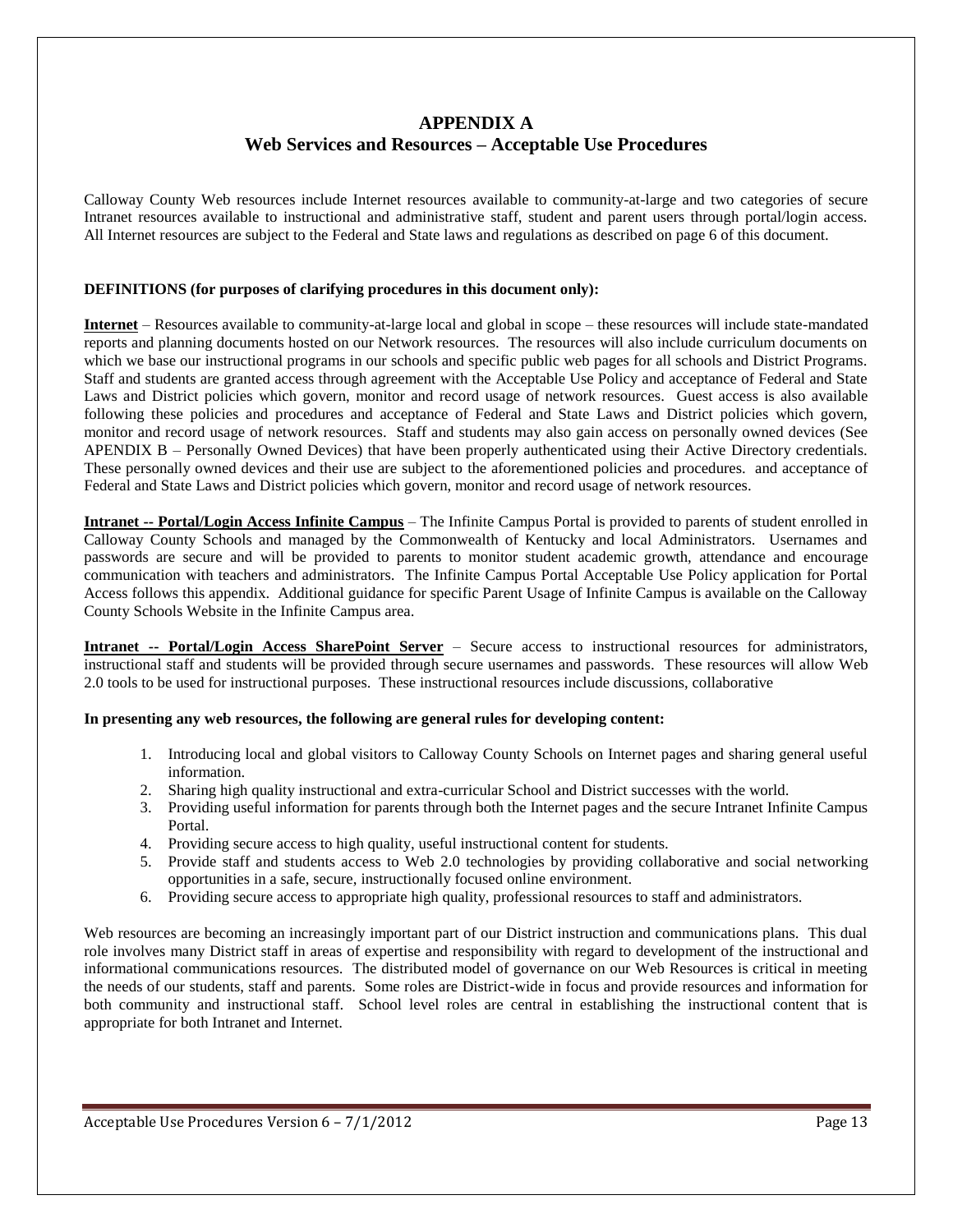# APPENDIX A
## Web Services and Resources – Acceptable Use Procedures

Calloway County Web resources include Internet resources available to community-at-large and two categories of secure Intranet resources available to instructional and administrative staff, student and parent users through portal/login access. All Internet resources are subject to the Federal and State laws and regulations as described on page 6 of this document.

**DEFINITIONS (for purposes of clarifying procedures in this document only):**

**Internet** – Resources available to community-at-large local and global in scope – these resources will include state-mandated reports and planning documents hosted on our Network resources. The resources will also include curriculum documents on which we base our instructional programs in our schools and specific public web pages for all schools and District Programs. Staff and students are granted access through agreement with the Acceptable Use Policy and acceptance of Federal and State Laws and District policies which govern, monitor and record usage of network resources. Guest access is also available following these policies and procedures and acceptance of Federal and State Laws and District policies which govern, monitor and record usage of network resources. Staff and students may also gain access on personally owned devices (See APENDIX B – Personally Owned Devices) that have been properly authenticated using their Active Directory credentials. These personally owned devices and their use are subject to the aforementioned policies and procedures. and acceptance of Federal and State Laws and District policies which govern, monitor and record usage of network resources.

**Intranet -- Portal/Login Access Infinite Campus** – The Infinite Campus Portal is provided to parents of student enrolled in Calloway County Schools and managed by the Commonwealth of Kentucky and local Administrators. Usernames and passwords are secure and will be provided to parents to monitor student academic growth, attendance and encourage communication with teachers and administrators. The Infinite Campus Portal Acceptable Use Policy application for Portal Access follows this appendix. Additional guidance for specific Parent Usage of Infinite Campus is available on the Calloway County Schools Website in the Infinite Campus area.

**Intranet -- Portal/Login Access SharePoint Server** – Secure access to instructional resources for administrators, instructional staff and students will be provided through secure usernames and passwords. These resources will allow Web 2.0 tools to be used for instructional purposes. These instructional resources include discussions, collaborative

**In presenting any web resources, the following are general rules for developing content:**

1. Introducing local and global visitors to Calloway County Schools on Internet pages and sharing general useful information.
2. Sharing high quality instructional and extra-curricular School and District successes with the world.
3. Providing useful information for parents through both the Internet pages and the secure Intranet Infinite Campus Portal.
4. Providing secure access to high quality, useful instructional content for students.
5. Provide staff and students access to Web 2.0 technologies by providing collaborative and social networking opportunities in a safe, secure, instructionally focused online environment.
6. Providing secure access to appropriate high quality, professional resources to staff and administrators.

Web resources are becoming an increasingly important part of our District instruction and communications plans. This dual role involves many District staff in areas of expertise and responsibility with regard to development of the instructional and informational communications resources. The distributed model of governance on our Web Resources is critical in meeting the needs of our students, staff and parents. Some roles are District-wide in focus and provide resources and information for both community and instructional staff. School level roles are central in establishing the instructional content that is appropriate for both Intranet and Internet.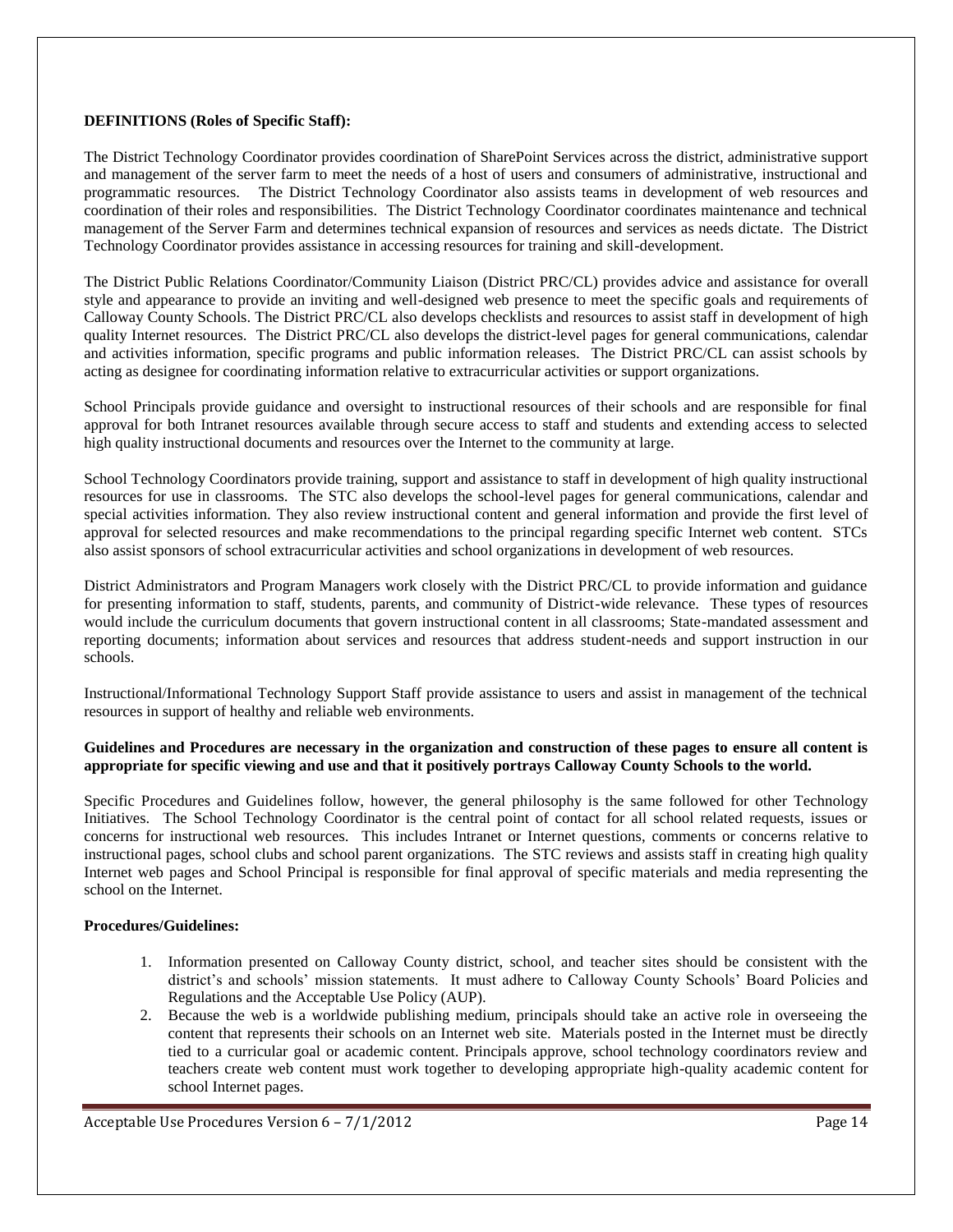**DEFINITIONS (Roles of Specific Staff):**

The District Technology Coordinator provides coordination of SharePoint Services across the district, administrative support and management of the server farm to meet the needs of a host of users and consumers of administrative, instructional and programmatic resources. The District Technology Coordinator also assists teams in development of web resources and coordination of their roles and responsibilities. The District Technology Coordinator coordinates maintenance and technical management of the Server Farm and determines technical expansion of resources and services as needs dictate. The District Technology Coordinator provides assistance in accessing resources for training and skill-development.

The District Public Relations Coordinator/Community Liaison (District PRC/CL) provides advice and assistance for overall style and appearance to provide an inviting and well-designed web presence to meet the specific goals and requirements of Calloway County Schools. The District PRC/CL also develops checklists and resources to assist staff in development of high quality Internet resources. The District PRC/CL also develops the district-level pages for general communications, calendar and activities information, specific programs and public information releases. The District PRC/CL can assist schools by acting as designee for coordinating information relative to extracurricular activities or support organizations.

School Principals provide guidance and oversight to instructional resources of their schools and are responsible for final approval for both Intranet resources available through secure access to staff and students and extending access to selected high quality instructional documents and resources over the Internet to the community at large.

School Technology Coordinators provide training, support and assistance to staff in development of high quality instructional resources for use in classrooms. The STC also develops the school-level pages for general communications, calendar and special activities information. They also review instructional content and general information and provide the first level of approval for selected resources and make recommendations to the principal regarding specific Internet web content. STCs also assist sponsors of school extracurricular activities and school organizations in development of web resources.

District Administrators and Program Managers work closely with the District PRC/CL to provide information and guidance for presenting information to staff, students, parents, and community of District-wide relevance. These types of resources would include the curriculum documents that govern instructional content in all classrooms; State-mandated assessment and reporting documents; information about services and resources that address student-needs and support instruction in our schools.

Instructional/Informational Technology Support Staff provide assistance to users and assist in management of the technical resources in support of healthy and reliable web environments.

**Guidelines and Procedures are necessary in the organization and construction of these pages to ensure all content is appropriate for specific viewing and use and that it positively portrays Calloway County Schools to the world.**

Specific Procedures and Guidelines follow, however, the general philosophy is the same followed for other Technology Initiatives. The School Technology Coordinator is the central point of contact for all school related requests, issues or concerns for instructional web resources. This includes Intranet or Internet questions, comments or concerns relative to instructional pages, school clubs and school parent organizations. The STC reviews and assists staff in creating high quality Internet web pages and School Principal is responsible for final approval of specific materials and media representing the school on the Internet.

**Procedures/Guidelines:**

1. Information presented on Calloway County district, school, and teacher sites should be consistent with the district's and schools' mission statements. It must adhere to Calloway County Schools' Board Policies and Regulations and the Acceptable Use Policy (AUP).
2. Because the web is a worldwide publishing medium, principals should take an active role in overseeing the content that represents their schools on an Internet web site. Materials posted in the Internet must be directly tied to a curricular goal or academic content. Principals approve, school technology coordinators review and teachers create web content must work together to developing appropriate high-quality academic content for school Internet pages.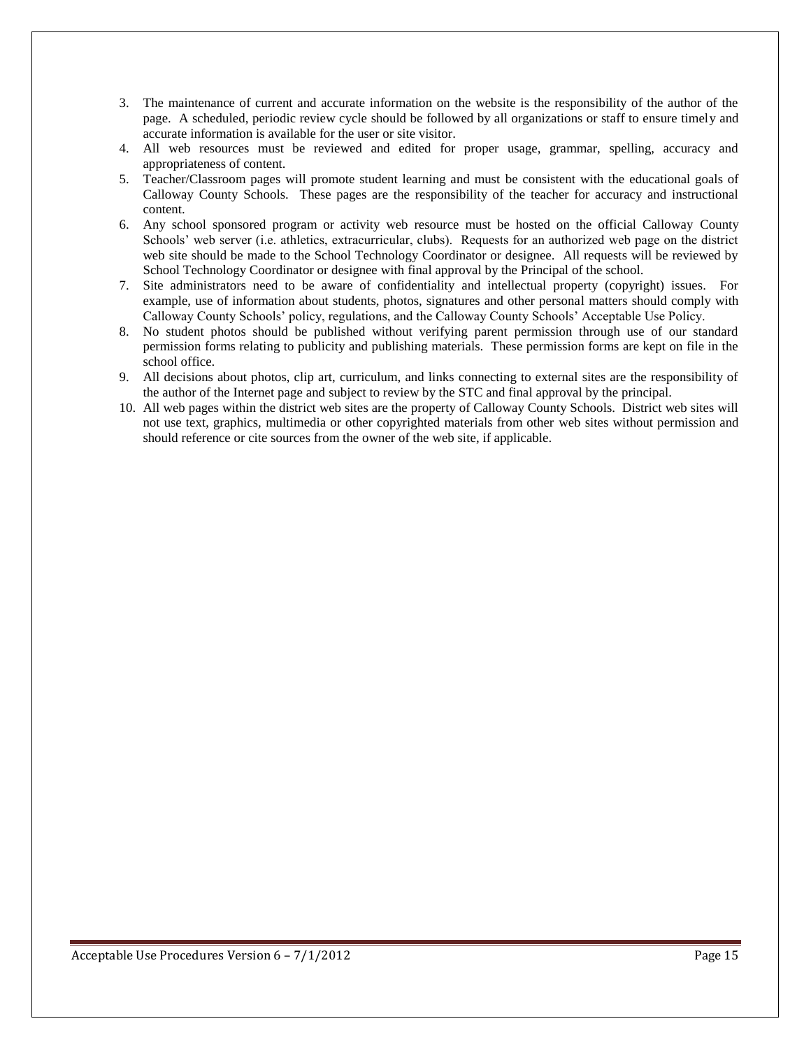3. The maintenance of current and accurate information on the website is the responsibility of the author of the page. A scheduled, periodic review cycle should be followed by all organizations or staff to ensure timely and accurate information is available for the user or site visitor.
4. All web resources must be reviewed and edited for proper usage, grammar, spelling, accuracy and appropriateness of content.
5. Teacher/Classroom pages will promote student learning and must be consistent with the educational goals of Calloway County Schools. These pages are the responsibility of the teacher for accuracy and instructional content.
6. Any school sponsored program or activity web resource must be hosted on the official Calloway County Schools' web server (i.e. athletics, extracurricular, clubs). Requests for an authorized web page on the district web site should be made to the School Technology Coordinator or designee. All requests will be reviewed by School Technology Coordinator or designee with final approval by the Principal of the school.
7. Site administrators need to be aware of confidentiality and intellectual property (copyright) issues. For example, use of information about students, photos, signatures and other personal matters should comply with Calloway County Schools' policy, regulations, and the Calloway County Schools' Acceptable Use Policy.
8. No student photos should be published without verifying parent permission through use of our standard permission forms relating to publicity and publishing materials. These permission forms are kept on file in the school office.
9. All decisions about photos, clip art, curriculum, and links connecting to external sites are the responsibility of the author of the Internet page and subject to review by the STC and final approval by the principal.
10. All web pages within the district web sites are the property of Calloway County Schools. District web sites will not use text, graphics, multimedia or other copyrighted materials from other web sites without permission and should reference or cite sources from the owner of the web site, if applicable.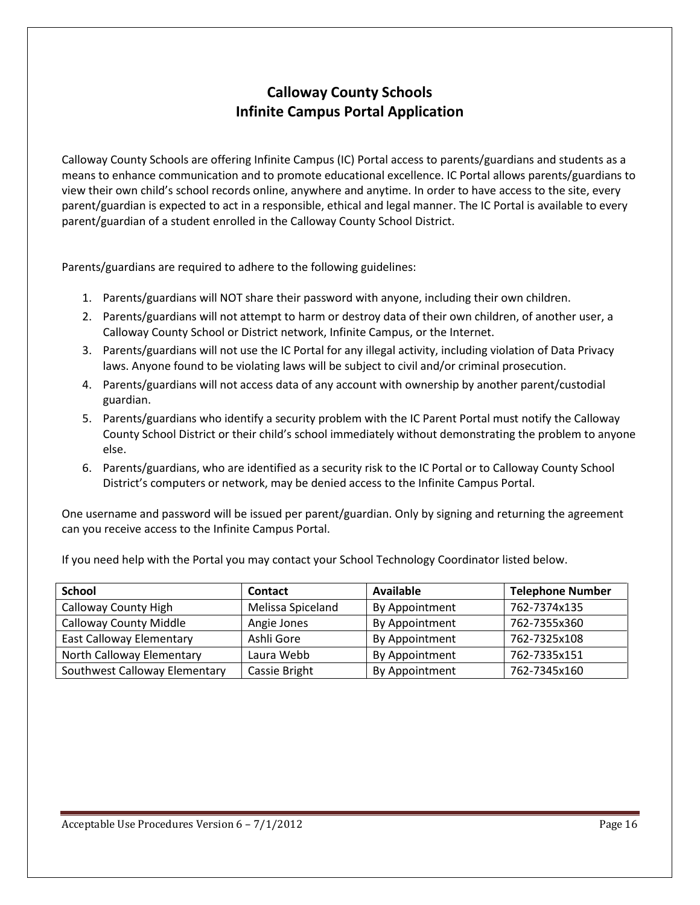# Calloway County Schools
# Infinite Campus Portal Application

Calloway County Schools are offering Infinite Campus (IC) Portal access to parents/guardians and students as a means to enhance communication and to promote educational excellence. IC Portal allows parents/guardians to view their own child's school records online, anywhere and anytime. In order to have access to the site, every parent/guardian is expected to act in a responsible, ethical and legal manner. The IC Portal is available to every parent/guardian of a student enrolled in the Calloway County School District.

Parents/guardians are required to adhere to the following guidelines:

1. Parents/guardians will NOT share their password with anyone, including their own children.
2. Parents/guardians will not attempt to harm or destroy data of their own children, of another user, a Calloway County School or District network, Infinite Campus, or the Internet.
3. Parents/guardians will not use the IC Portal for any illegal activity, including violation of Data Privacy laws. Anyone found to be violating laws will be subject to civil and/or criminal prosecution.
4. Parents/guardians will not access data of any account with ownership by another parent/custodial guardian.
5. Parents/guardians who identify a security problem with the IC Parent Portal must notify the Calloway County School District or their child's school immediately without demonstrating the problem to anyone else.
6. Parents/guardians, who are identified as a security risk to the IC Portal or to Calloway County School District's computers or network, may be denied access to the Infinite Campus Portal.

One username and password will be issued per parent/guardian. Only by signing and returning the agreement can you receive access to the Infinite Campus Portal.

If you need help with the Portal you may contact your School Technology Coordinator listed below.

| School | Contact | Available | Telephone Number |
|---|---|---|---|
| Calloway County High | Melissa Spiceland | By Appointment | 762-7374x135 |
| Calloway County Middle | Angie Jones | By Appointment | 762-7355x360 |
| East Calloway Elementary | Ashli Gore | By Appointment | 762-7325x108 |
| North Calloway Elementary | Laura Webb | By Appointment | 762-7335x151 |
| Southwest Calloway Elementary | Cassie Bright | By Appointment | 762-7345x160 |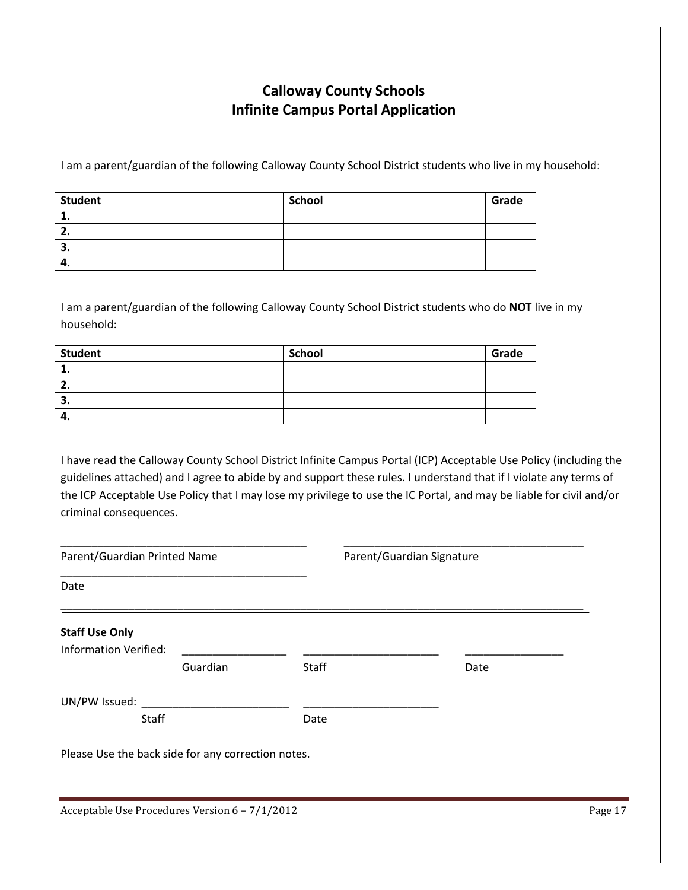# Calloway County Schools
# Infinite Campus Portal Application

I am a parent/guardian of the following Calloway County School District students who live in my household:

| Student | School | Grade |
|---|---|---|
| 1. | | |
| 2. | | |
| 3. | | |
| 4. | | |

I am a parent/guardian of the following Calloway County School District students who do **NOT** live in my household:

| Student | School | Grade |
|---|---|---|
| 1. | | |
| 2. | | |
| 3. | | |
| 4. | | |

I have read the Calloway County School District Infinite Campus Portal (ICP) Acceptable Use Policy (including the guidelines attached) and I agree to abide by and support these rules. I understand that if I violate any terms of the ICP Acceptable Use Policy that I may lose my privilege to use the IC Portal, and may be liable for civil and/or criminal consequences.

_________________________________________ _________________________________________

Parent/Guardian Printed Name Parent/Guardian Signature

_________________________________________

Date

---

**Staff Use Only**

Information Verified: _________________ ______________________ ________________

Guardian Staff Date

UN/PW Issued: ________________________ ______________________

Staff Date

Please Use the back side for any correction notes.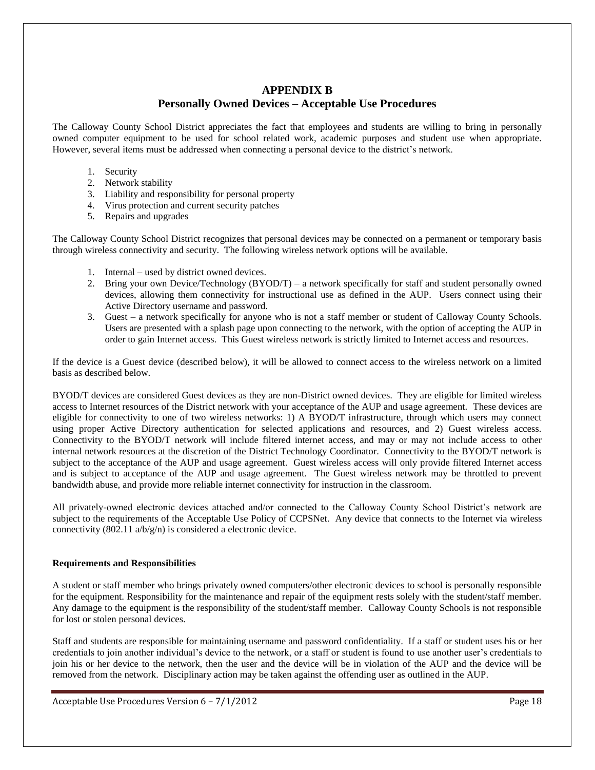# APPENDIX B
## Personally Owned Devices – Acceptable Use Procedures

The Calloway County School District appreciates the fact that employees and students are willing to bring in personally owned computer equipment to be used for school related work, academic purposes and student use when appropriate. However, several items must be addressed when connecting a personal device to the district's network.

1. Security
2. Network stability
3. Liability and responsibility for personal property
4. Virus protection and current security patches
5. Repairs and upgrades

The Calloway County School District recognizes that personal devices may be connected on a permanent or temporary basis through wireless connectivity and security. The following wireless network options will be available.

1. Internal – used by district owned devices.
2. Bring your own Device/Technology (BYOD/T) – a network specifically for staff and student personally owned devices, allowing them connectivity for instructional use as defined in the AUP. Users connect using their Active Directory username and password.
3. Guest – a network specifically for anyone who is not a staff member or student of Calloway County Schools. Users are presented with a splash page upon connecting to the network, with the option of accepting the AUP in order to gain Internet access. This Guest wireless network is strictly limited to Internet access and resources.

If the device is a Guest device (described below), it will be allowed to connect access to the wireless network on a limited basis as described below.

BYOD/T devices are considered Guest devices as they are non-District owned devices. They are eligible for limited wireless access to Internet resources of the District network with your acceptance of the AUP and usage agreement. These devices are eligible for connectivity to one of two wireless networks: 1) A BYOD/T infrastructure, through which users may connect using proper Active Directory authentication for selected applications and resources, and 2) Guest wireless access. Connectivity to the BYOD/T network will include filtered internet access, and may or may not include access to other internal network resources at the discretion of the District Technology Coordinator. Connectivity to the BYOD/T network is subject to the acceptance of the AUP and usage agreement. Guest wireless access will only provide filtered Internet access and is subject to acceptance of the AUP and usage agreement. The Guest wireless network may be throttled to prevent bandwidth abuse, and provide more reliable internet connectivity for instruction in the classroom.

All privately-owned electronic devices attached and/or connected to the Calloway County School District's network are subject to the requirements of the Acceptable Use Policy of CCPSNet. Any device that connects to the Internet via wireless connectivity (802.11 a/b/g/n) is considered a electronic device.

**Requirements and Responsibilities**

A student or staff member who brings privately owned computers/other electronic devices to school is personally responsible for the equipment. Responsibility for the maintenance and repair of the equipment rests solely with the student/staff member. Any damage to the equipment is the responsibility of the student/staff member. Calloway County Schools is not responsible for lost or stolen personal devices.

Staff and students are responsible for maintaining username and password confidentiality. If a staff or student uses his or her credentials to join another individual's device to the network, or a staff or student is found to use another user's credentials to join his or her device to the network, then the user and the device will be in violation of the AUP and the device will be removed from the network. Disciplinary action may be taken against the offending user as outlined in the AUP.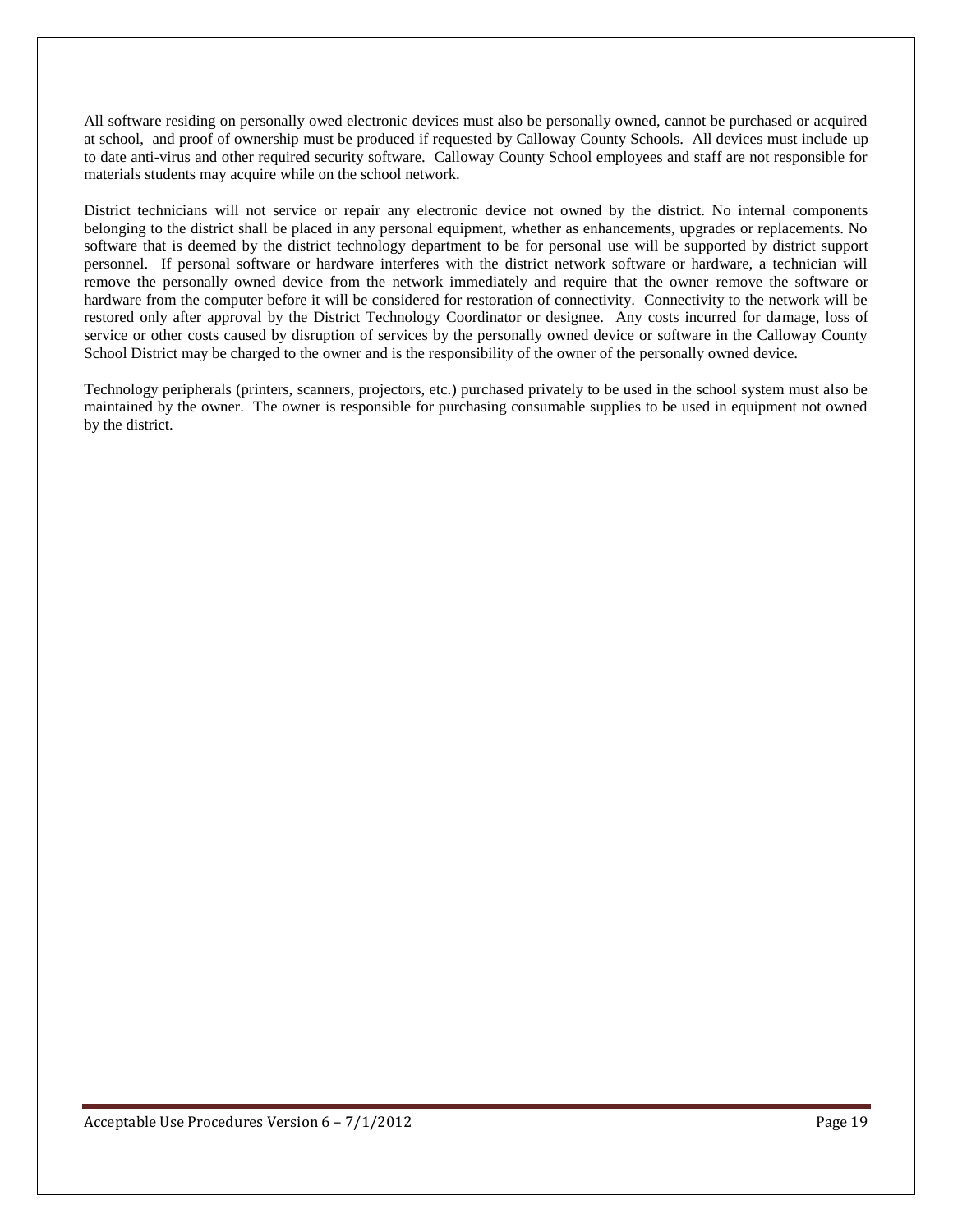All software residing on personally owed electronic devices must also be personally owned, cannot be purchased or acquired at school, and proof of ownership must be produced if requested by Calloway County Schools. All devices must include up to date anti-virus and other required security software. Calloway County School employees and staff are not responsible for materials students may acquire while on the school network.

District technicians will not service or repair any electronic device not owned by the district. No internal components belonging to the district shall be placed in any personal equipment, whether as enhancements, upgrades or replacements. No software that is deemed by the district technology department to be for personal use will be supported by district support personnel. If personal software or hardware interferes with the district network software or hardware, a technician will remove the personally owned device from the network immediately and require that the owner remove the software or hardware from the computer before it will be considered for restoration of connectivity. Connectivity to the network will be restored only after approval by the District Technology Coordinator or designee. Any costs incurred for damage, loss of service or other costs caused by disruption of services by the personally owned device or software in the Calloway County School District may be charged to the owner and is the responsibility of the owner of the personally owned device.

Technology peripherals (printers, scanners, projectors, etc.) purchased privately to be used in the school system must also be maintained by the owner. The owner is responsible for purchasing consumable supplies to be used in equipment not owned by the district.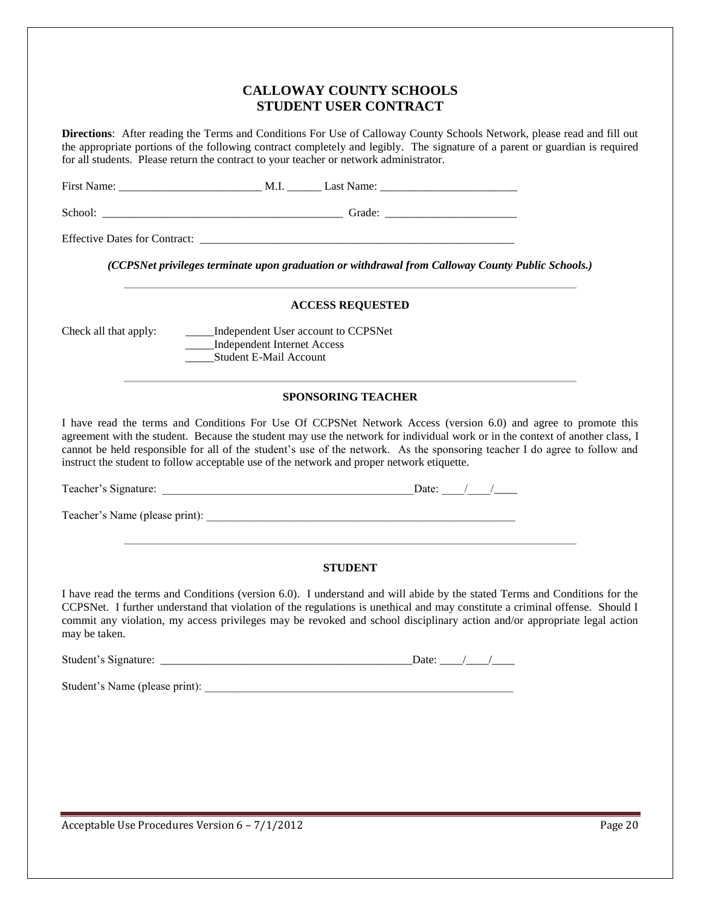# CALLOWAY COUNTY SCHOOLS
# STUDENT USER CONTRACT

**Directions**: After reading the Terms and Conditions For Use of Calloway County Schools Network, please read and fill out the appropriate portions of the following contract completely and legibly. The signature of a parent or guardian is required for all students. Please return the contract to your teacher or network administrator.

First Name: _________________________ M.I. ______ Last Name: ________________________

School: __________________________________________ Grade: _______________________

Effective Dates for Contract: _________________________________________________________

***(CCPSNet privileges terminate upon graduation or withdrawal from Calloway County Public Schools.)***

---

**ACCESS REQUESTED**

Check all that apply:

_____Independent User account to CCPSNet
_____Independent Internet Access
_____Student E-Mail Account

---

**SPONSORING TEACHER**

I have read the terms and Conditions For Use Of CCPSNet Network Access (version 6.0) and agree to promote this agreement with the student. Because the student may use the network for individual work or in the context of another class, I cannot be held responsible for all of the student's use of the network. As the sponsoring teacher I do agree to follow and instruct the student to follow acceptable use of the network and proper network etiquette.

Teacher's Signature: _____________________________________________Date: ____/____/____

Teacher's Name (please print): _________________________________________________________

---

**STUDENT**

I have read the terms and Conditions (version 6.0). I understand and will abide by the stated Terms and Conditions for the CCPSNet. I further understand that violation of the regulations is unethical and may constitute a criminal offense. Should I commit any violation, my access privileges may be revoked and school disciplinary action and/or appropriate legal action may be taken.

Student's Signature: _____________________________________________Date: ____/____/____

Student's Name (please print): _________________________________________________________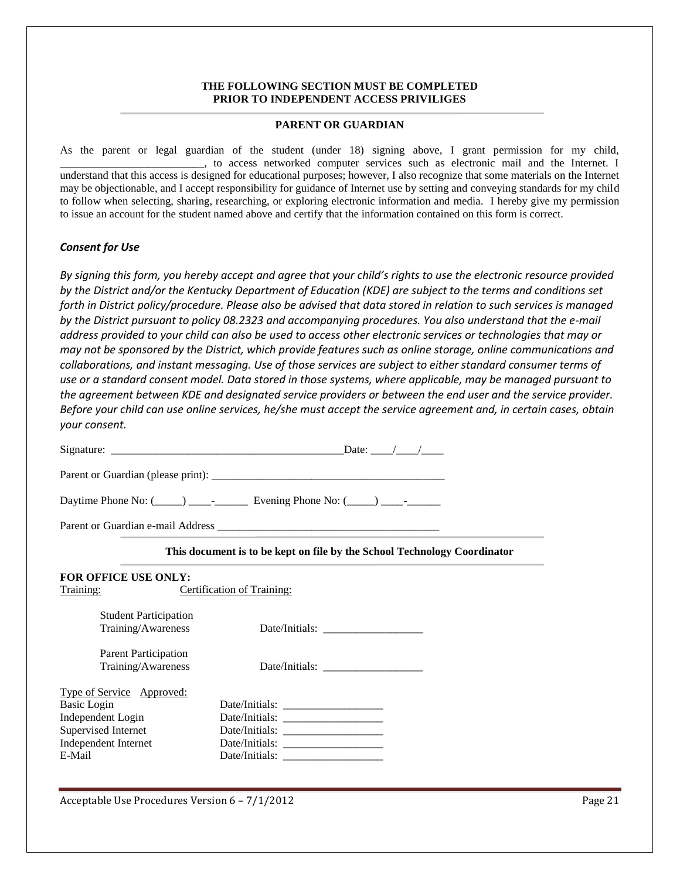**THE FOLLOWING SECTION MUST BE COMPLETED**
**PRIOR TO INDEPENDENT ACCESS PRIVILIGES**

---

**PARENT OR GUARDIAN**

As the parent or legal guardian of the student (under 18) signing above, I grant permission for my child, ___________________________, to access networked computer services such as electronic mail and the Internet. I understand that this access is designed for educational purposes; however, I also recognize that some materials on the Internet may be objectionable, and I accept responsibility for guidance of Internet use by setting and conveying standards for my child to follow when selecting, sharing, researching, or exploring electronic information and media. I hereby give my permission to issue an account for the student named above and certify that the information contained on this form is correct.

***Consent for Use***

*By signing this form, you hereby accept and agree that your child's rights to use the electronic resource provided by the District and/or the Kentucky Department of Education (KDE) are subject to the terms and conditions set forth in District policy/procedure. Please also be advised that data stored in relation to such services is managed by the District pursuant to policy 08.2323 and accompanying procedures. You also understand that the e-mail address provided to your child can also be used to access other electronic services or technologies that may or may not be sponsored by the District, which provide features such as online storage, online communications and collaborations, and instant messaging. Use of those services are subject to either standard consumer terms of use or a standard consent model. Data stored in those systems, where applicable, may be managed pursuant to the agreement between KDE and designated service providers or between the end user and the service provider. Before your child can use online services, he/she must accept the service agreement and, in certain cases, obtain your consent.*

Signature: ___________________________________________Date: ____/____/____

Parent or Guardian (please print): ___________________________________________

Daytime Phone No: (_____) ____-______ Evening Phone No: (_____) ____-______

Parent or Guardian e-mail Address _________________________________________

---

**This document is to be kept on file by the School Technology Coordinator**

---

**FOR OFFICE USE ONLY:**

Training: Certification of Training:

Student Participation Training/Awareness Date/Initials: __________________

Parent Participation Training/Awareness Date/Initials: __________________

| Type of Service | Approved: |
|---|---|
| Basic Login | Date/Initials: __________________ |
| Independent Login | Date/Initials: __________________ |
| Supervised Internet | Date/Initials: __________________ |
| Independent Internet | Date/Initials: __________________ |
| E-Mail | Date/Initials: __________________ |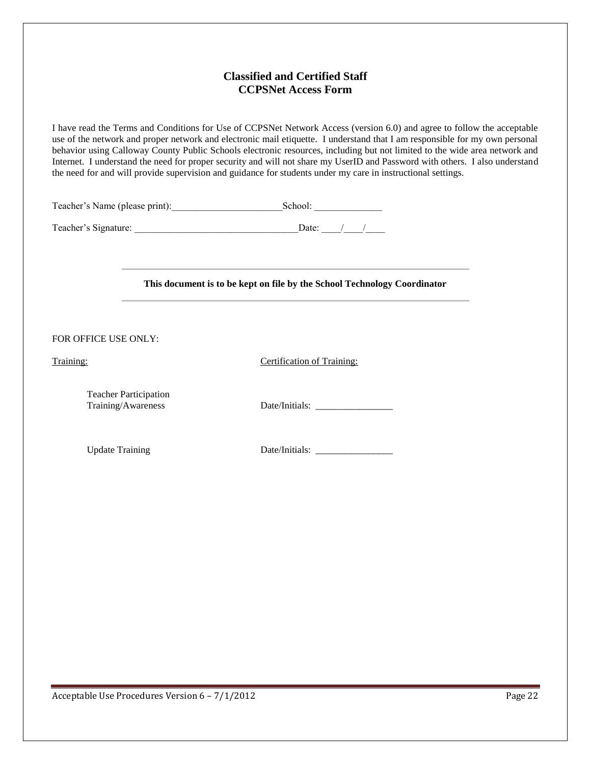# Classified and Certified Staff
# CCPSNet Access Form

I have read the Terms and Conditions for Use of CCPSNet Network Access (version 6.0) and agree to follow the acceptable use of the network and proper network and electronic mail etiquette. I understand that I am responsible for my own personal behavior using Calloway County Public Schools electronic resources, including but not limited to the wide area network and Internet. I understand the need for proper security and will not share my UserID and Password with others. I also understand the need for and will provide supervision and guidance for students under my care in instructional settings.

Teacher's Name (please print):_______________________School: ______________

Teacher's Signature: _________________________________Date: ____/____/____

---

**This document is to be kept on file by the School Technology Coordinator**

---

FOR OFFICE USE ONLY:

| Training: | Certification of Training: |
|---|---|
| Teacher Participation Training/Awareness | Date/Initials: ________________ |
| Update Training | Date/Initials: ________________ |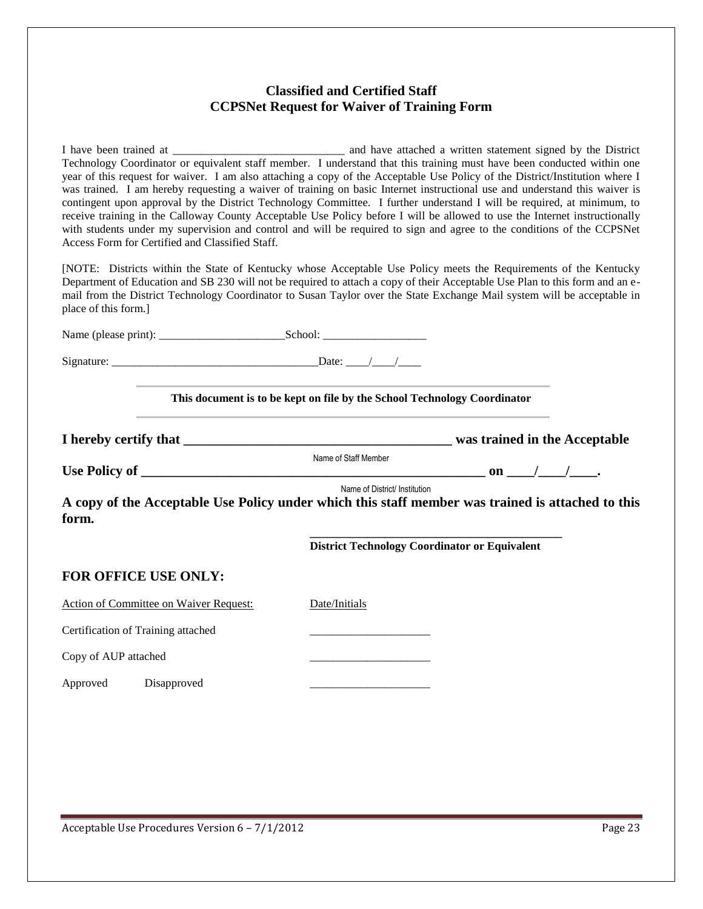## Classified and Certified Staff
## CCPSNet Request for Waiver of Training Form

I have been trained at _____________________________ and have attached a written statement signed by the District Technology Coordinator or equivalent staff member. I understand that this training must have been conducted within one year of this request for waiver. I am also attaching a copy of the Acceptable Use Policy of the District/Institution where I was trained. I am hereby requesting a waiver of training on basic Internet instructional use and understand this waiver is contingent upon approval by the District Technology Committee. I further understand I will be required, at minimum, to receive training in the Calloway County Acceptable Use Policy before I will be allowed to use the Internet instructionally with students under my supervision and control and will be required to sign and agree to the conditions of the CCPSNet Access Form for Certified and Classified Staff.

[NOTE: Districts within the State of Kentucky whose Acceptable Use Policy meets the Requirements of the Kentucky Department of Education and SB 230 will not be required to attach a copy of their Acceptable Use Plan to this form and an e-mail from the District Technology Coordinator to Susan Taylor over the State Exchange Mail system will be acceptable in place of this form.]

Name (please print): ______________________School: __________________

Signature: ____________________________________Date: ____/____/____

---

**This document is to be kept on file by the School Technology Coordinator**

---

**I hereby certify that _______________________________________ was trained in the Acceptable**

Name of Staff Member

**Use Policy of ____________________________________________________ on ____/____/____.**

Name of District/ Institution

**A copy of the Acceptable Use Policy under which this staff member was trained is attached to this form.**

**_________________________________________**

**District Technology Coordinator or Equivalent**

## FOR OFFICE USE ONLY:

| Action of Committee on Waiver Request: | Date/Initials |
|---|---|
| Certification of Training attached | ____________________ |
| Copy of AUP attached | ____________________ |
| Approved Disapproved | ____________________ |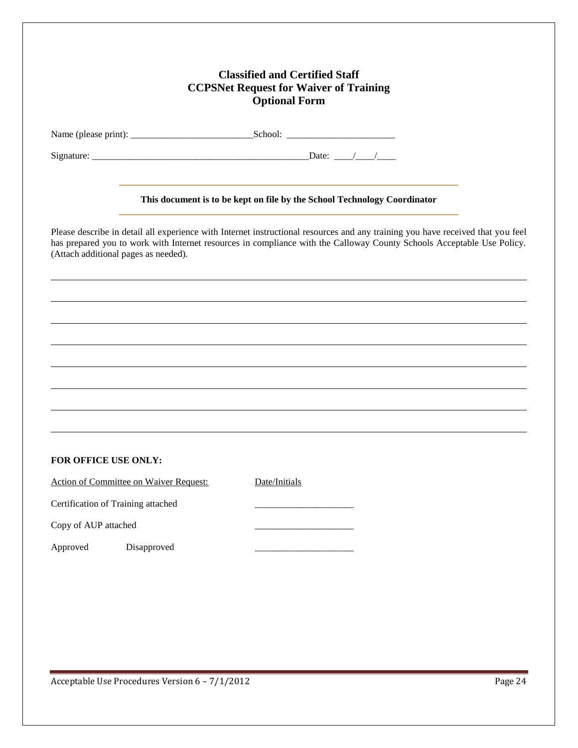# Classified and Certified Staff
# CCPSNet Request for Waiver of Training
# Optional Form

Name (please print): ___________________________School: ________________________

Signature: _________________________________________________Date: ____/____/____

---

**This document is to be kept on file by the School Technology Coordinator**

---

Please describe in detail all experience with Internet instructional resources and any training you have received that you feel has prepared you to work with Internet resources in compliance with the Calloway County Schools Acceptable Use Policy. (Attach additional pages as needed).

_______________________________________________________________________________

_______________________________________________________________________________

_______________________________________________________________________________

_______________________________________________________________________________

_______________________________________________________________________________

_______________________________________________________________________________

_______________________________________________________________________________

_______________________________________________________________________________

**FOR OFFICE USE ONLY:**

| Action of Committee on Waiver Request: | Date/Initials |
|---|---|
| Certification of Training attached | ______________________ |
| Copy of AUP attached | ______________________ |
| Approved Disapproved | ______________________ |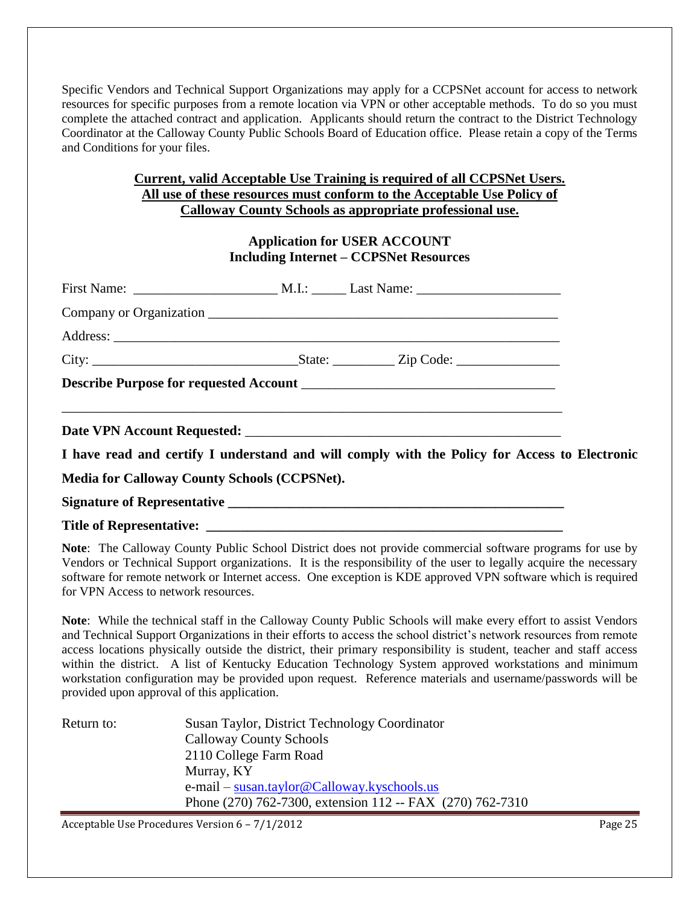Specific Vendors and Technical Support Organizations may apply for a CCPSNet account for access to network resources for specific purposes from a remote location via VPN or other acceptable methods. To do so you must complete the attached contract and application. Applicants should return the contract to the District Technology Coordinator at the Calloway County Public Schools Board of Education office. Please retain a copy of the Terms and Conditions for your files.

**Current, valid Acceptable Use Training is required of all CCPSNet Users. All use of these resources must conform to the Acceptable Use Policy of Calloway County Schools as appropriate professional use.**

**Application for USER ACCOUNT**
**Including Internet – CCPSNet Resources**

First Name: ____________________ M.I.: _____ Last Name: ____________________

Company or Organization ___________________________________________________

Address: ______________________________________________________________

City: ____________________________State: _________ Zip Code: _______________

**Describe Purpose for requested Account** ____________________________________

___________________________________________________________________________

**Date VPN Account Requested:** ______________________________________________

**I have read and certify I understand and will comply with the Policy for Access to Electronic Media for Calloway County Schools (CCPSNet).**

**Signature of Representative** _________________________________________________

**Title of Representative:** _____________________________________________________

**Note**: The Calloway County Public School District does not provide commercial software programs for use by Vendors or Technical Support organizations. It is the responsibility of the user to legally acquire the necessary software for remote network or Internet access. One exception is KDE approved VPN software which is required for VPN Access to network resources.

**Note**: While the technical staff in the Calloway County Public Schools will make every effort to assist Vendors and Technical Support Organizations in their efforts to access the school district's network resources from remote access locations physically outside the district, their primary responsibility is student, teacher and staff access within the district. A list of Kentucky Education Technology System approved workstations and minimum workstation configuration may be provided upon request. Reference materials and username/passwords will be provided upon approval of this application.

Return to: Susan Taylor, District Technology Coordinator
Calloway County Schools
2110 College Farm Road
Murray, KY
e-mail – susan.taylor@Calloway.kyschools.us
Phone (270) 762-7300, extension 112 -- FAX (270) 762-7310